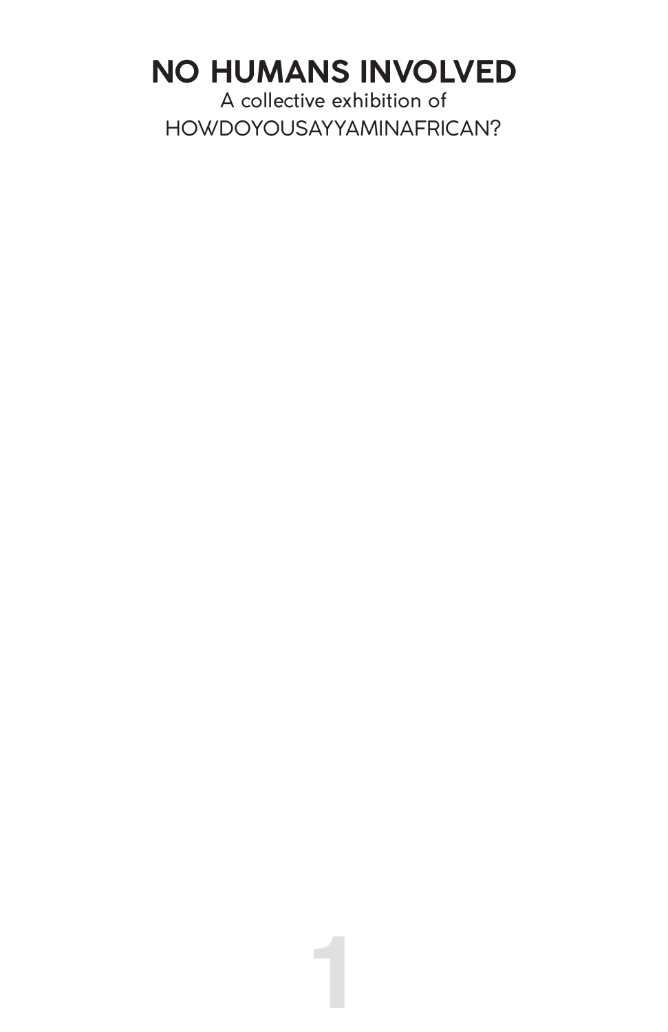# NO HUMANS INVOLVED

A collective exhibition of

HOWDOYOUSAYYAMINAFRICAN?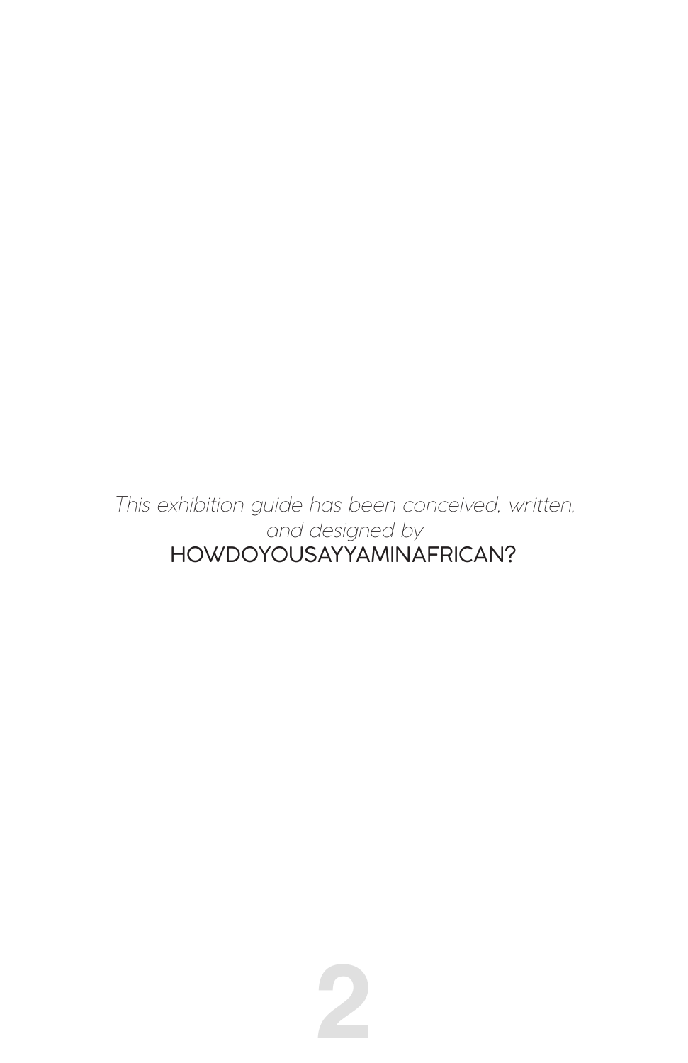*This exhibition guide has been conceived, written, and designed by*

HOWDOYOUSAYYAMINAFRICAN?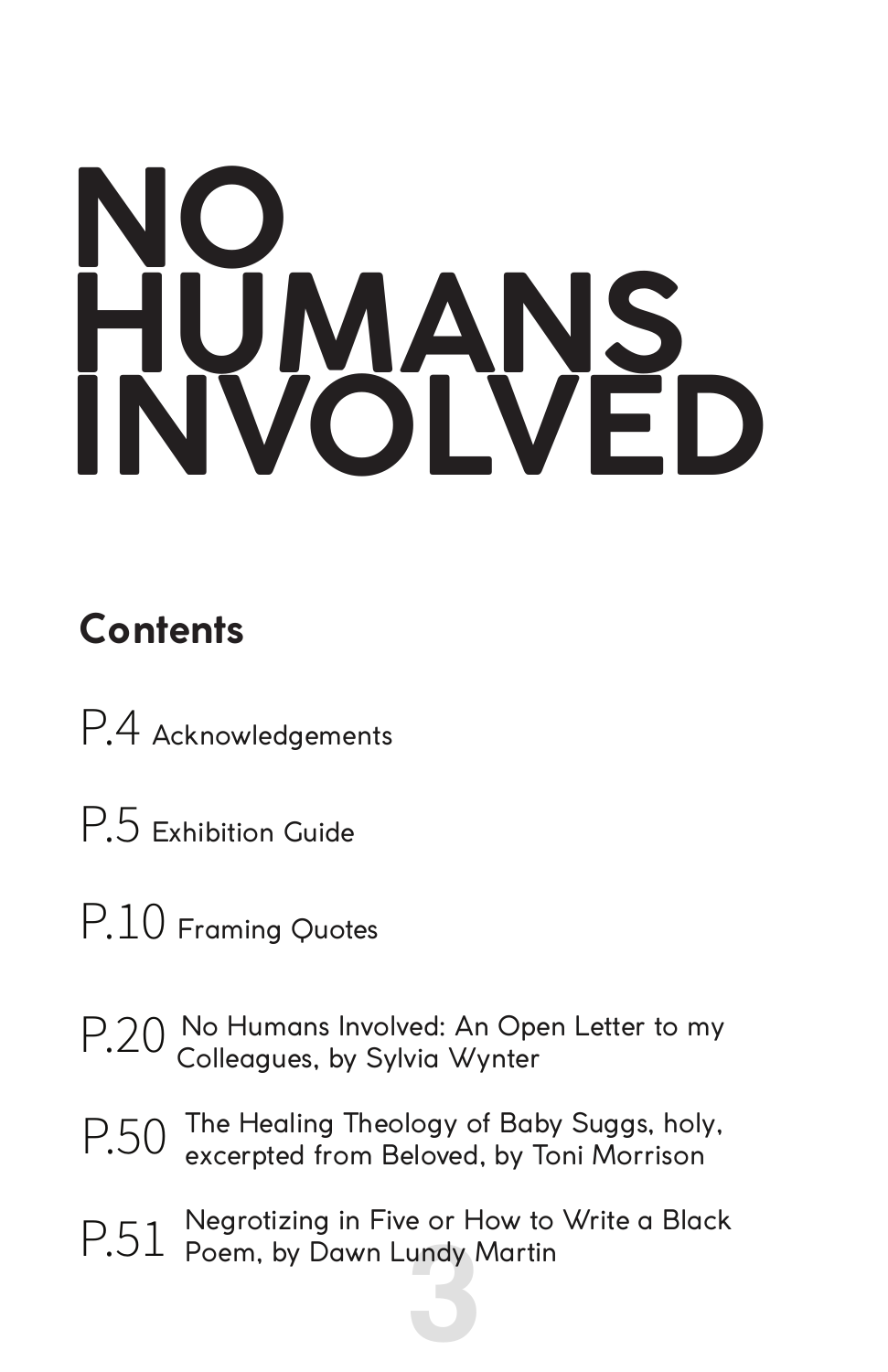# NO HUMANS INVOLVED

## Contents

P.4 Acknowledgements

P.5 Exhibition Guide

P.10 Framing Quotes

P.20 No Humans Involved: An Open Letter to my Colleagues, by Sylvia Wynter

P.50 The Healing Theology of Baby Suggs, holy, excerpted from Beloved, by Toni Morrison

P.51 Negrotizing in Five or How to Write a Black Poem, by Dawn Lundy Martin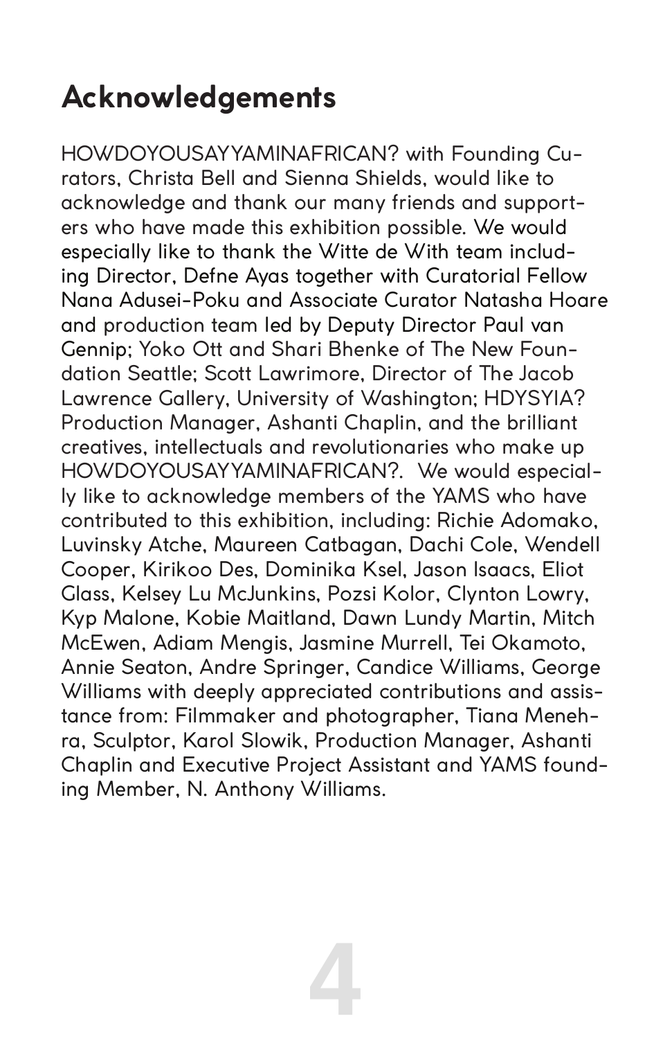# Acknowledgements

HOWDOYOUSAYYAMINAFRICAN? with Founding Curators, Christa Bell and Sienna Shields, would like to acknowledge and thank our many friends and supporters who have made this exhibition possible. We would especially like to thank the Witte de With team including Director, Defne Ayas together with Curatorial Fellow Nana Adusei-Poku and Associate Curator Natasha Hoare and production team led by Deputy Director Paul van Gennip; Yoko Ott and Shari Bhenke of The New Foundation Seattle; Scott Lawrimore, Director of The Jacob Lawrence Gallery, University of Washington; HDYSYIA? Production Manager, Ashanti Chaplin, and the brilliant creatives, intellectuals and revolutionaries who make up HOWDOYOUSAYYAMINAFRICAN?. We would especially like to acknowledge members of the YAMS who have contributed to this exhibition, including: Richie Adomako, Luvinsky Atche, Maureen Catbagan, Dachi Cole, Wendell Cooper, Kirikoo Des, Dominika Ksel, Jason Isaacs, Eliot Glass, Kelsey Lu McJunkins, Pozsi Kolor, Clynton Lowry, Kyp Malone, Kobie Maitland, Dawn Lundy Martin, Mitch McEwen, Adiam Mengis, Jasmine Murrell, Tei Okamoto, Annie Seaton, Andre Springer, Candice Williams, George Williams with deeply appreciated contributions and assistance from: Filmmaker and photographer, Tiana Menehra, Sculptor, Karol Slowik, Production Manager, Ashanti Chaplin and Executive Project Assistant and YAMS founding Member, N. Anthony Williams.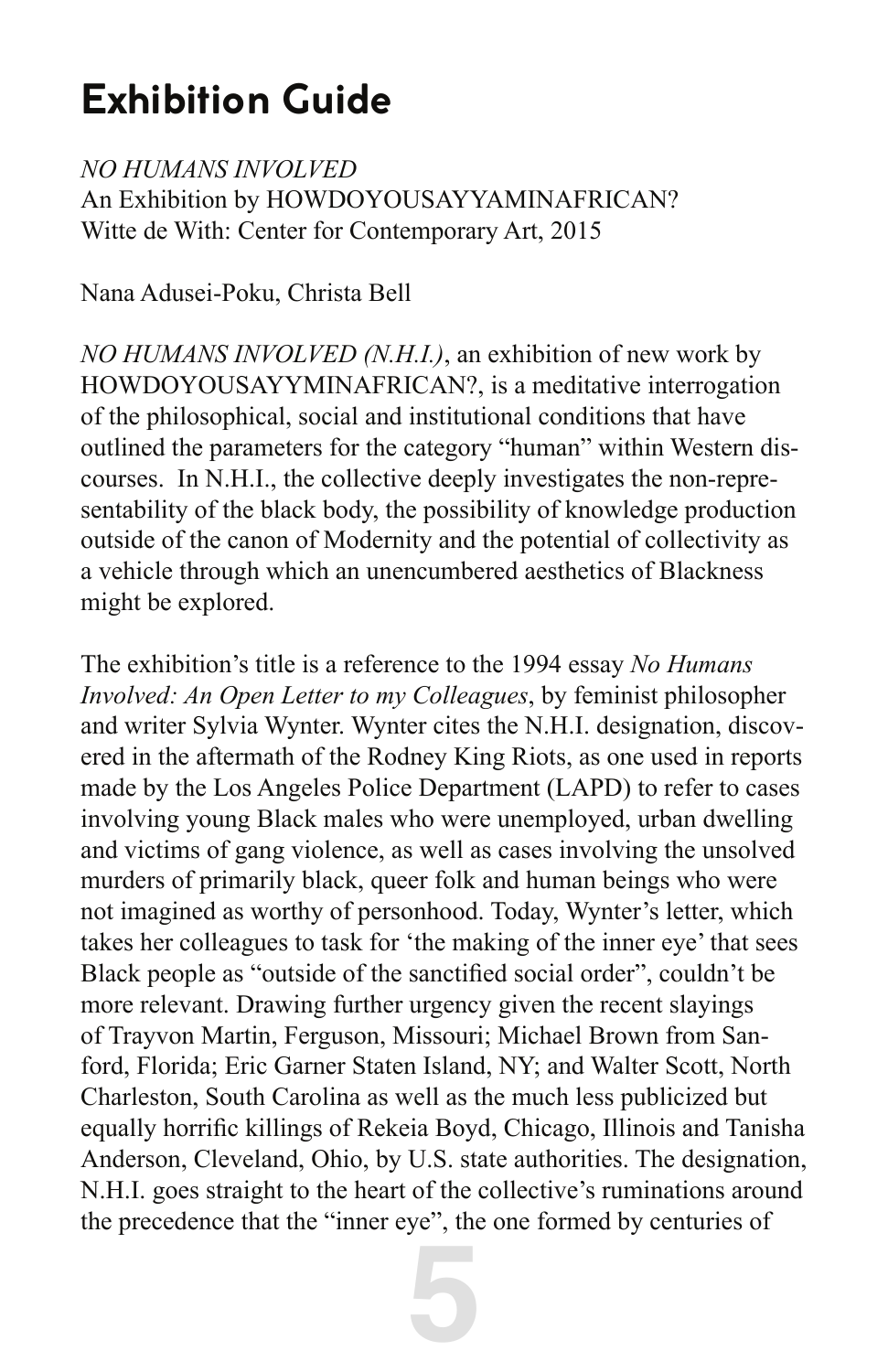# Exhibition Guide

*NO HUMANS INVOLVED*
An Exhibition by HOWDOYOUSAYYAMINAFRICAN?
Witte de With: Center for Contemporary Art, 2015

Nana Adusei-Poku, Christa Bell

*NO HUMANS INVOLVED (N.H.I.)*, an exhibition of new work by HOWDOYOUSAYYMINAFRICAN?, is a meditative interrogation of the philosophical, social and institutional conditions that have outlined the parameters for the category "human" within Western discourses. In N.H.I., the collective deeply investigates the non-representability of the black body, the possibility of knowledge production outside of the canon of Modernity and the potential of collectivity as a vehicle through which an unencumbered aesthetics of Blackness might be explored.

The exhibition's title is a reference to the 1994 essay *No Humans Involved: An Open Letter to my Colleagues*, by feminist philosopher and writer Sylvia Wynter. Wynter cites the N.H.I. designation, discovered in the aftermath of the Rodney King Riots, as one used in reports made by the Los Angeles Police Department (LAPD) to refer to cases involving young Black males who were unemployed, urban dwelling and victims of gang violence, as well as cases involving the unsolved murders of primarily black, queer folk and human beings who were not imagined as worthy of personhood. Today, Wynter's letter, which takes her colleagues to task for 'the making of the inner eye' that sees Black people as "outside of the sanctified social order", couldn't be more relevant. Drawing further urgency given the recent slayings of Trayvon Martin, Ferguson, Missouri; Michael Brown from Sanford, Florida; Eric Garner Staten Island, NY; and Walter Scott, North Charleston, South Carolina as well as the much less publicized but equally horrific killings of Rekeia Boyd, Chicago, Illinois and Tanisha Anderson, Cleveland, Ohio, by U.S. state authorities. The designation, N.H.I. goes straight to the heart of the collective's ruminations around the precedence that the "inner eye", the one formed by centuries of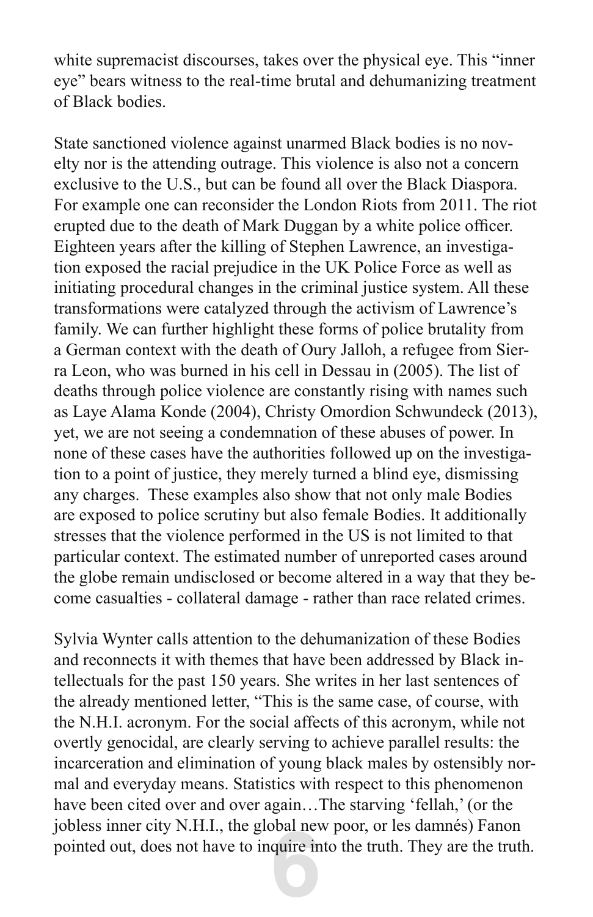white supremacist discourses, takes over the physical eye. This "inner eye" bears witness to the real-time brutal and dehumanizing treatment of Black bodies.

State sanctioned violence against unarmed Black bodies is no novelty nor is the attending outrage. This violence is also not a concern exclusive to the U.S., but can be found all over the Black Diaspora. For example one can reconsider the London Riots from 2011. The riot erupted due to the death of Mark Duggan by a white police officer. Eighteen years after the killing of Stephen Lawrence, an investigation exposed the racial prejudice in the UK Police Force as well as initiating procedural changes in the criminal justice system. All these transformations were catalyzed through the activism of Lawrence's family. We can further highlight these forms of police brutality from a German context with the death of Oury Jalloh, a refugee from Sierra Leon, who was burned in his cell in Dessau in (2005). The list of deaths through police violence are constantly rising with names such as Laye Alama Konde (2004), Christy Omordion Schwundeck (2013), yet, we are not seeing a condemnation of these abuses of power. In none of these cases have the authorities followed up on the investigation to a point of justice, they merely turned a blind eye, dismissing any charges. These examples also show that not only male Bodies are exposed to police scrutiny but also female Bodies. It additionally stresses that the violence performed in the US is not limited to that particular context. The estimated number of unreported cases around the globe remain undisclosed or become altered in a way that they become casualties - collateral damage - rather than race related crimes.

Sylvia Wynter calls attention to the dehumanization of these Bodies and reconnects it with themes that have been addressed by Black intellectuals for the past 150 years. She writes in her last sentences of the already mentioned letter, "This is the same case, of course, with the N.H.I. acronym. For the social affects of this acronym, while not overtly genocidal, are clearly serving to achieve parallel results: the incarceration and elimination of young black males by ostensibly normal and everyday means. Statistics with respect to this phenomenon have been cited over and over again…The starving 'fellah,' (or the jobless inner city N.H.I., the global new poor, or les damnés) Fanon pointed out, does not have to inquire into the truth. They are the truth.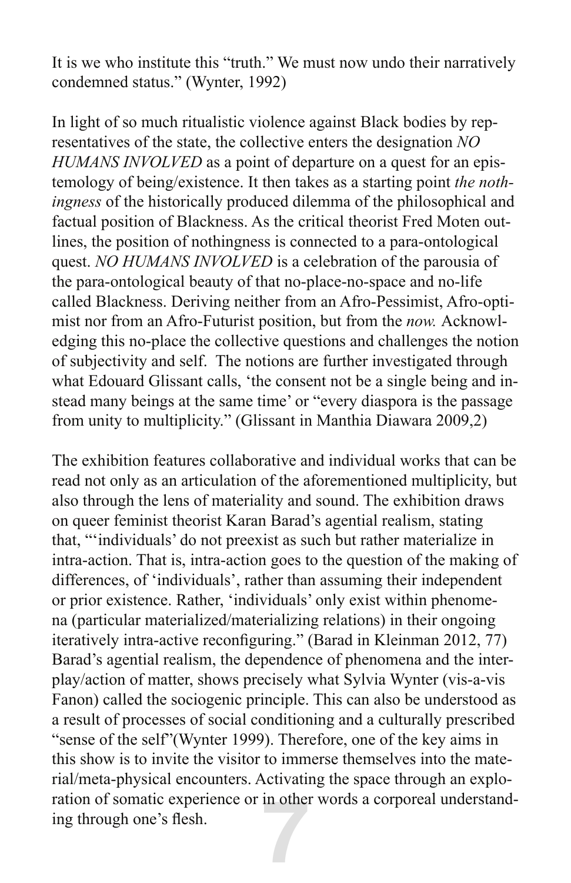It is we who institute this "truth." We must now undo their narratively condemned status." (Wynter, 1992)

In light of so much ritualistic violence against Black bodies by representatives of the state, the collective enters the designation *NO HUMANS INVOLVED* as a point of departure on a quest for an epistemology of being/existence. It then takes as a starting point *the nothingness* of the historically produced dilemma of the philosophical and factual position of Blackness. As the critical theorist Fred Moten outlines, the position of nothingness is connected to a para-ontological quest. *NO HUMANS INVOLVED* is a celebration of the parousia of the para-ontological beauty of that no-place-no-space and no-life called Blackness. Deriving neither from an Afro-Pessimist, Afro-optimist nor from an Afro-Futurist position, but from the *now.* Acknowledging this no-place the collective questions and challenges the notion of subjectivity and self. The notions are further investigated through what Edouard Glissant calls, 'the consent not be a single being and instead many beings at the same time' or "every diaspora is the passage from unity to multiplicity." (Glissant in Manthia Diawara 2009,2)

The exhibition features collaborative and individual works that can be read not only as an articulation of the aforementioned multiplicity, but also through the lens of materiality and sound. The exhibition draws on queer feminist theorist Karan Barad's agential realism, stating that, "'individuals' do not preexist as such but rather materialize in intra-action. That is, intra-action goes to the question of the making of differences, of 'individuals', rather than assuming their independent or prior existence. Rather, 'individuals' only exist within phenomena (particular materialized/materializing relations) in their ongoing iteratively intra-active reconfiguring." (Barad in Kleinman 2012, 77) Barad's agential realism, the dependence of phenomena and the interplay/action of matter, shows precisely what Sylvia Wynter (vis-a-vis Fanon) called the sociogenic principle. This can also be understood as a result of processes of social conditioning and a culturally prescribed "sense of the self"(Wynter 1999). Therefore, one of the key aims in this show is to invite the visitor to immerse themselves into the material/meta-physical encounters. Activating the space through an exploration of somatic experience or in other words a corporeal understanding through one's flesh.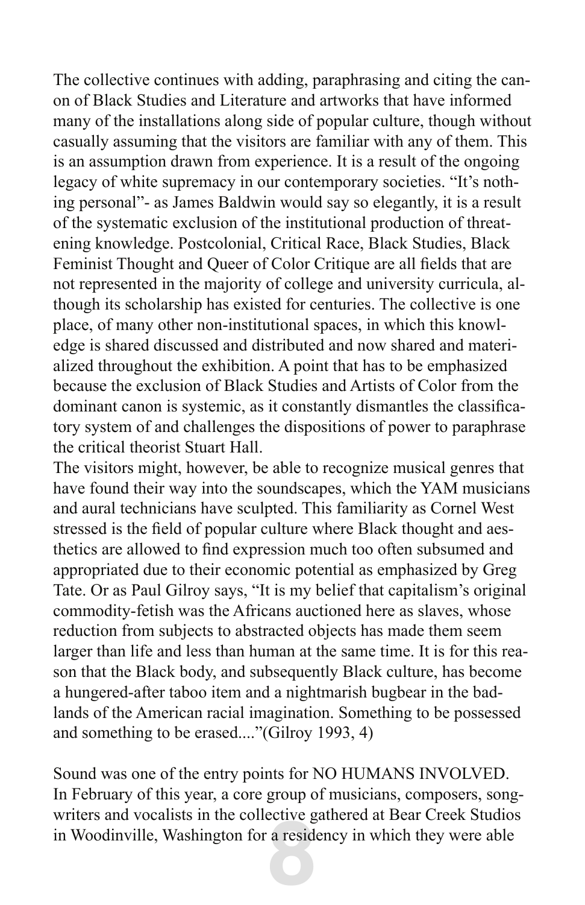The collective continues with adding, paraphrasing and citing the canon of Black Studies and Literature and artworks that have informed many of the installations along side of popular culture, though without casually assuming that the visitors are familiar with any of them. This is an assumption drawn from experience. It is a result of the ongoing legacy of white supremacy in our contemporary societies. "It's nothing personal"- as James Baldwin would say so elegantly, it is a result of the systematic exclusion of the institutional production of threatening knowledge. Postcolonial, Critical Race, Black Studies, Black Feminist Thought and Queer of Color Critique are all fields that are not represented in the majority of college and university curricula, although its scholarship has existed for centuries. The collective is one place, of many other non-institutional spaces, in which this knowledge is shared discussed and distributed and now shared and materialized throughout the exhibition. A point that has to be emphasized because the exclusion of Black Studies and Artists of Color from the dominant canon is systemic, as it constantly dismantles the classificatory system of and challenges the dispositions of power to paraphrase the critical theorist Stuart Hall.

The visitors might, however, be able to recognize musical genres that have found their way into the soundscapes, which the YAM musicians and aural technicians have sculpted. This familiarity as Cornel West stressed is the field of popular culture where Black thought and aesthetics are allowed to find expression much too often subsumed and appropriated due to their economic potential as emphasized by Greg Tate. Or as Paul Gilroy says, "It is my belief that capitalism's original commodity-fetish was the Africans auctioned here as slaves, whose reduction from subjects to abstracted objects has made them seem larger than life and less than human at the same time. It is for this reason that the Black body, and subsequently Black culture, has become a hungered-after taboo item and a nightmarish bugbear in the badlands of the American racial imagination. Something to be possessed and something to be erased...."(Gilroy 1993, 4)

Sound was one of the entry points for NO HUMANS INVOLVED. In February of this year, a core group of musicians, composers, songwriters and vocalists in the collective gathered at Bear Creek Studios in Woodinville, Washington for a residency in which they were able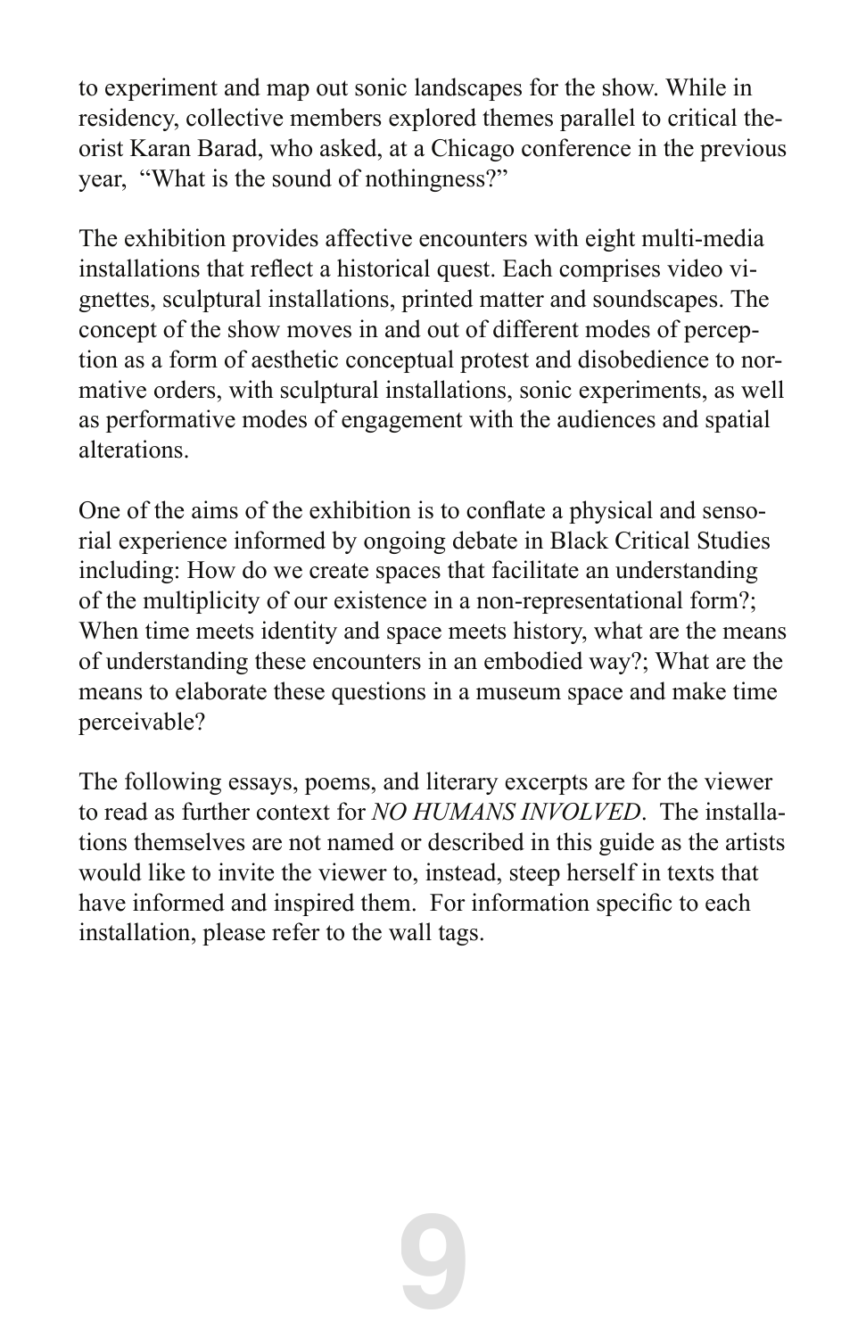to experiment and map out sonic landscapes for the show. While in residency, collective members explored themes parallel to critical theorist Karan Barad, who asked, at a Chicago conference in the previous year, "What is the sound of nothingness?"

The exhibition provides affective encounters with eight multi-media installations that reflect a historical quest. Each comprises video vignettes, sculptural installations, printed matter and soundscapes. The concept of the show moves in and out of different modes of perception as a form of aesthetic conceptual protest and disobedience to normative orders, with sculptural installations, sonic experiments, as well as performative modes of engagement with the audiences and spatial alterations.

One of the aims of the exhibition is to conflate a physical and sensorial experience informed by ongoing debate in Black Critical Studies including: How do we create spaces that facilitate an understanding of the multiplicity of our existence in a non-representational form?; When time meets identity and space meets history, what are the means of understanding these encounters in an embodied way?; What are the means to elaborate these questions in a museum space and make time perceivable?

The following essays, poems, and literary excerpts are for the viewer to read as further context for *NO HUMANS INVOLVED*. The installations themselves are not named or described in this guide as the artists would like to invite the viewer to, instead, steep herself in texts that have informed and inspired them. For information specific to each installation, please refer to the wall tags.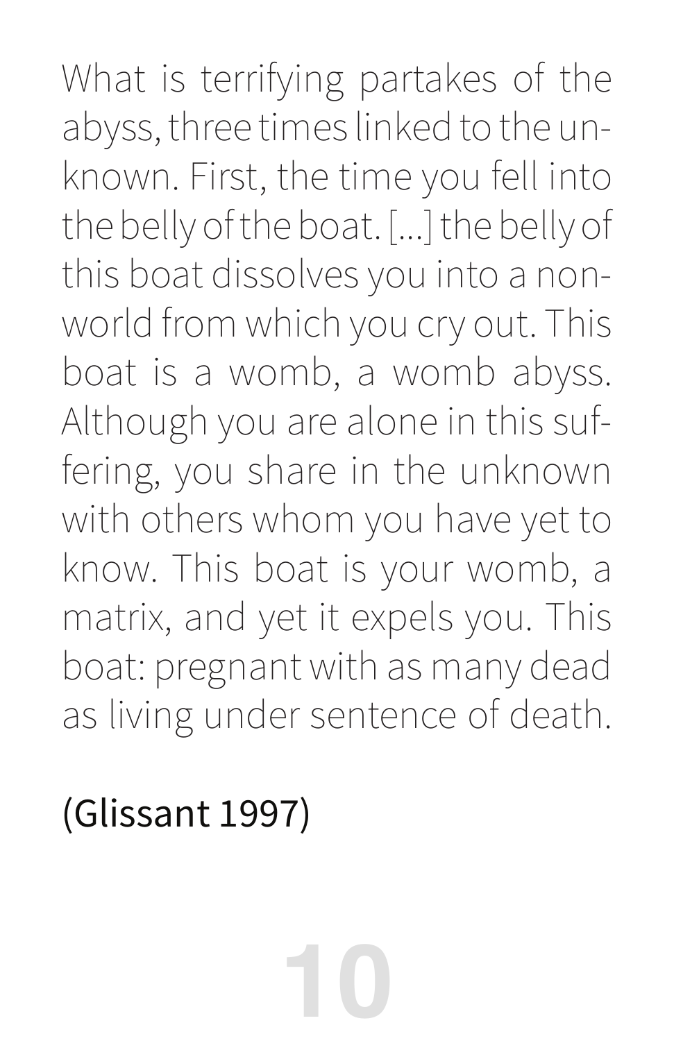What is terrifying partakes of the abyss, three times linked to the unknown. First, the time you fell into the belly of the boat. [...] the belly of this boat dissolves you into a nonworld from which you cry out. This boat is a womb, a womb abyss. Although you are alone in this suffering, you share in the unknown with others whom you have yet to know. This boat is your womb, a matrix, and yet it expels you. This boat: pregnant with as many dead as living under sentence of death.

(Glissant 1997)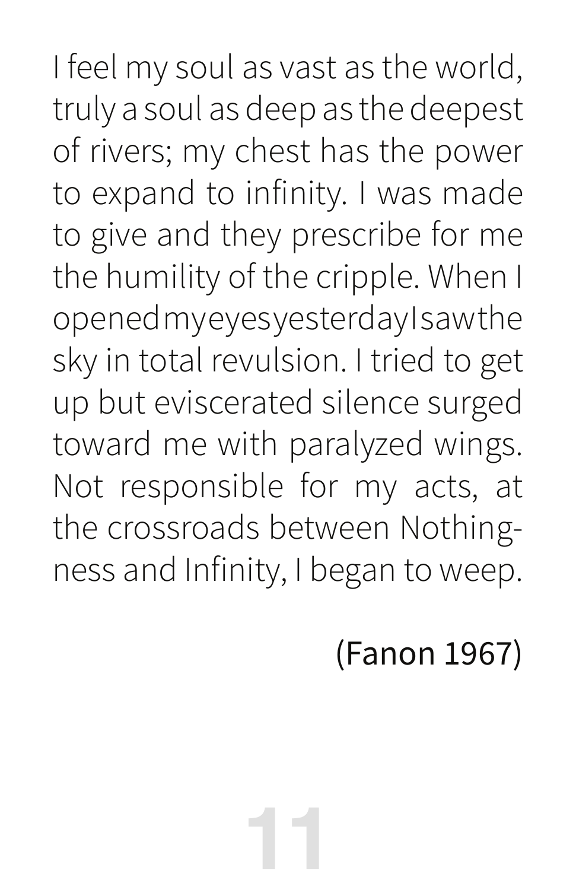I feel my soul as vast as the world, truly a soul as deep as the deepest of rivers; my chest has the power to expand to infinity. I was made to give and they prescribe for me the humility of the cripple. When I opened my eyes yesterday I saw the sky in total revulsion. I tried to get up but eviscerated silence surged toward me with paralyzed wings. Not responsible for my acts, at the crossroads between Nothingness and Infinity, I began to weep.

(Fanon 1967)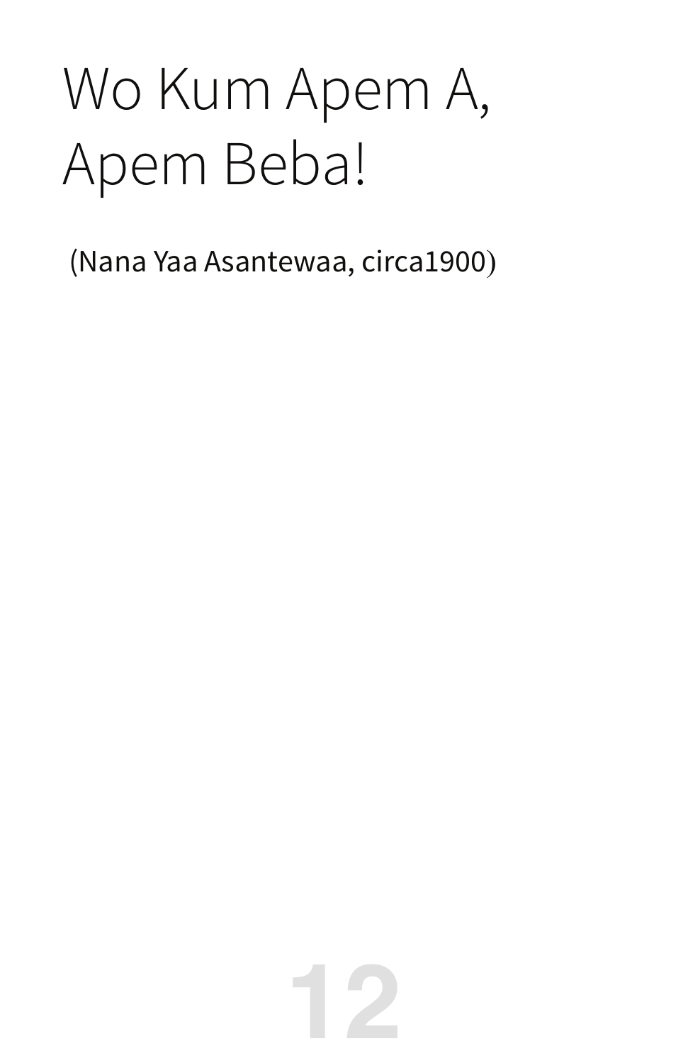# Wo Kum Apem A, Apem Beba!

(Nana Yaa Asantewaa, circa1900)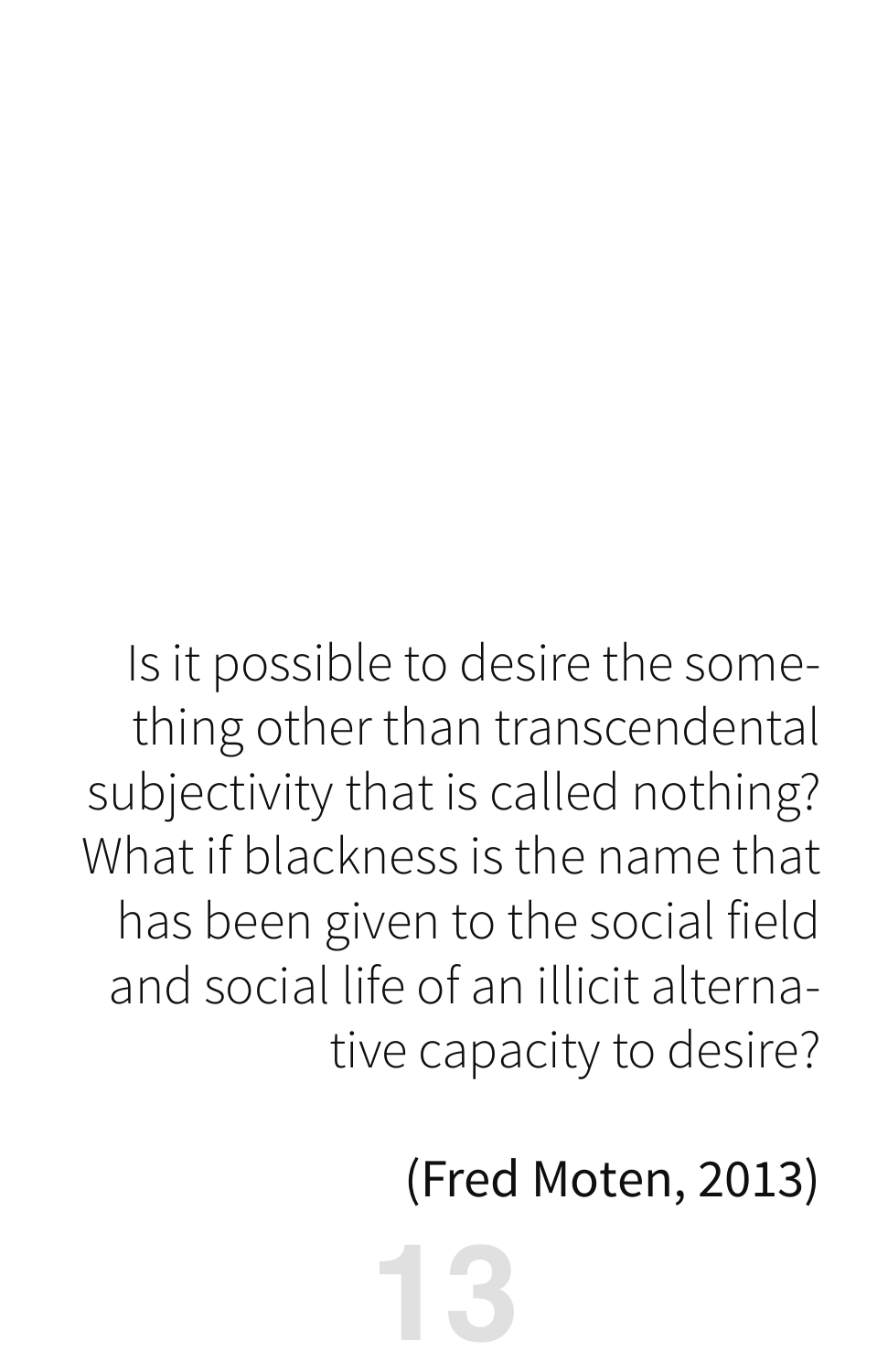Is it possible to desire the something other than transcendental subjectivity that is called nothing? What if blackness is the name that has been given to the social field and social life of an illicit alternative capacity to desire?

(Fred Moten, 2013)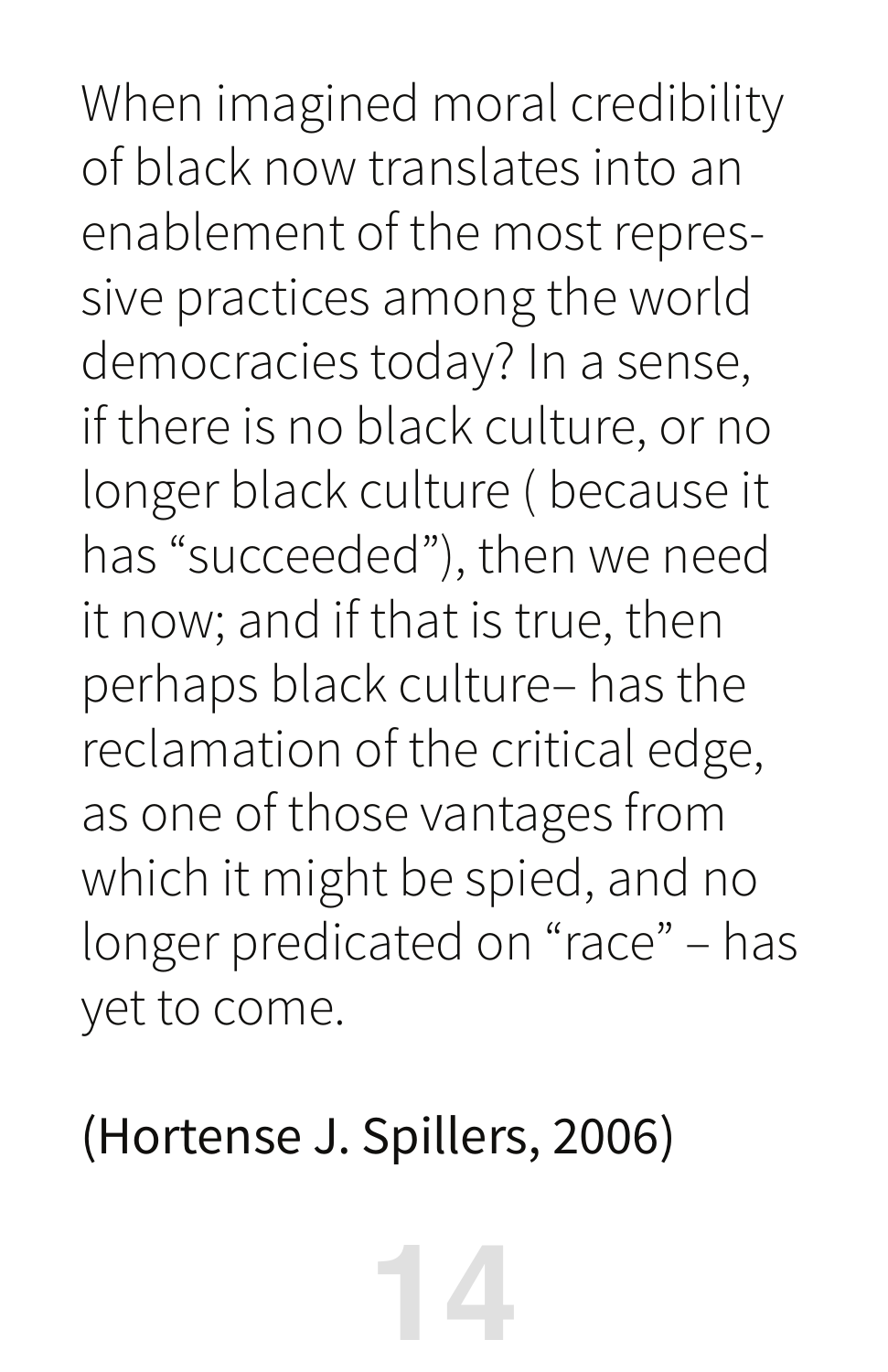When imagined moral credibility of black now translates into an enablement of the most repressive practices among the world democracies today? In a sense, if there is no black culture, or no longer black culture ( because it has "succeeded"), then we need it now; and if that is true, then perhaps black culture– has the reclamation of the critical edge, as one of those vantages from which it might be spied, and no longer predicated on "race" – has yet to come.

(Hortense J. Spillers, 2006)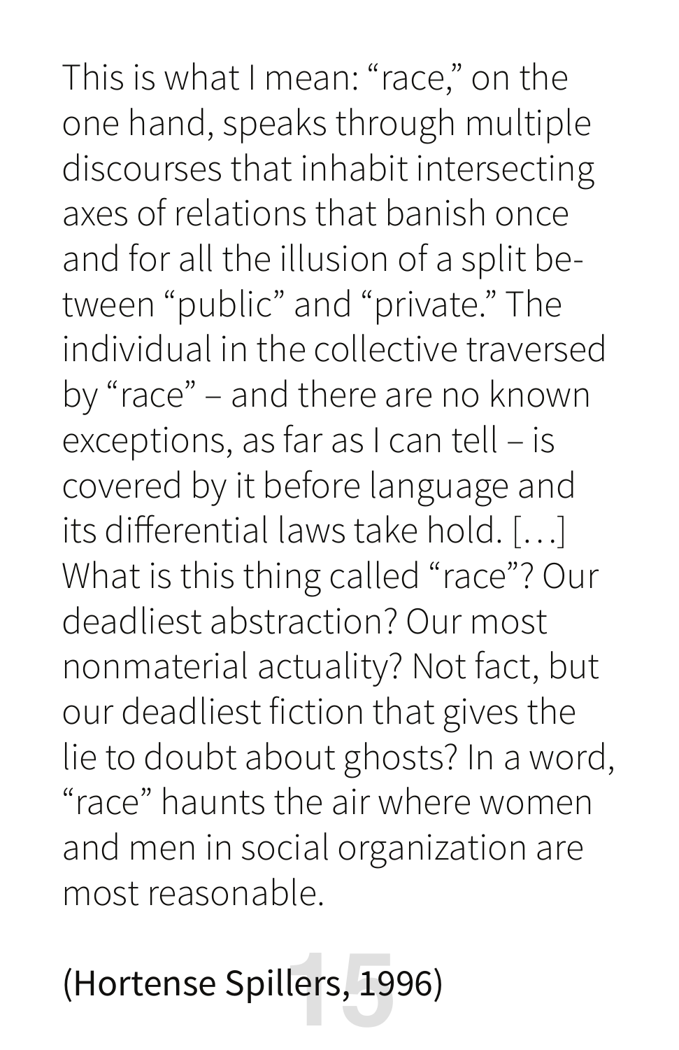This is what I mean: "race," on the one hand, speaks through multiple discourses that inhabit intersecting axes of relations that banish once and for all the illusion of a split between "public" and "private." The individual in the collective traversed by "race" – and there are no known exceptions, as far as I can tell – is covered by it before language and its differential laws take hold. […] What is this thing called "race"? Our deadliest abstraction? Our most nonmaterial actuality? Not fact, but our deadliest fiction that gives the lie to doubt about ghosts? In a word, "race" haunts the air where women and men in social organization are most reasonable.

(Hortense Spillers, 1996)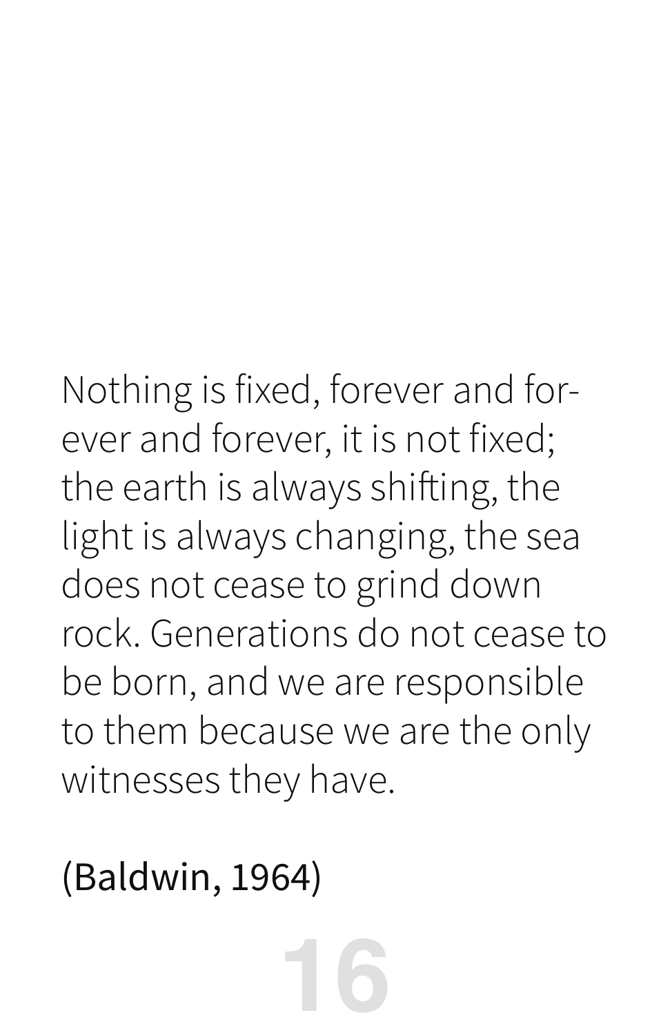Nothing is fixed, forever and forever and forever, it is not fixed; the earth is always shifting, the light is always changing, the sea does not cease to grind down rock. Generations do not cease to be born, and we are responsible to them because we are the only witnesses they have.

(Baldwin, 1964)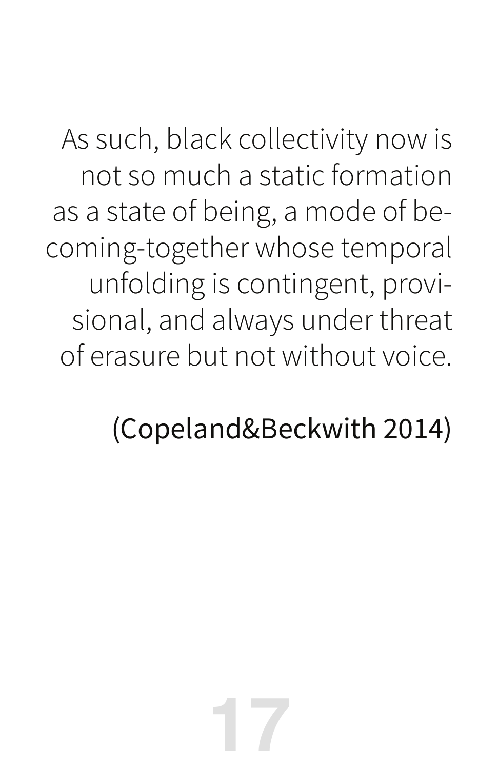As such, black collectivity now is not so much a static formation as a state of being, a mode of becoming-together whose temporal unfolding is contingent, provisional, and always under threat of erasure but not without voice.

(Copeland&Beckwith 2014)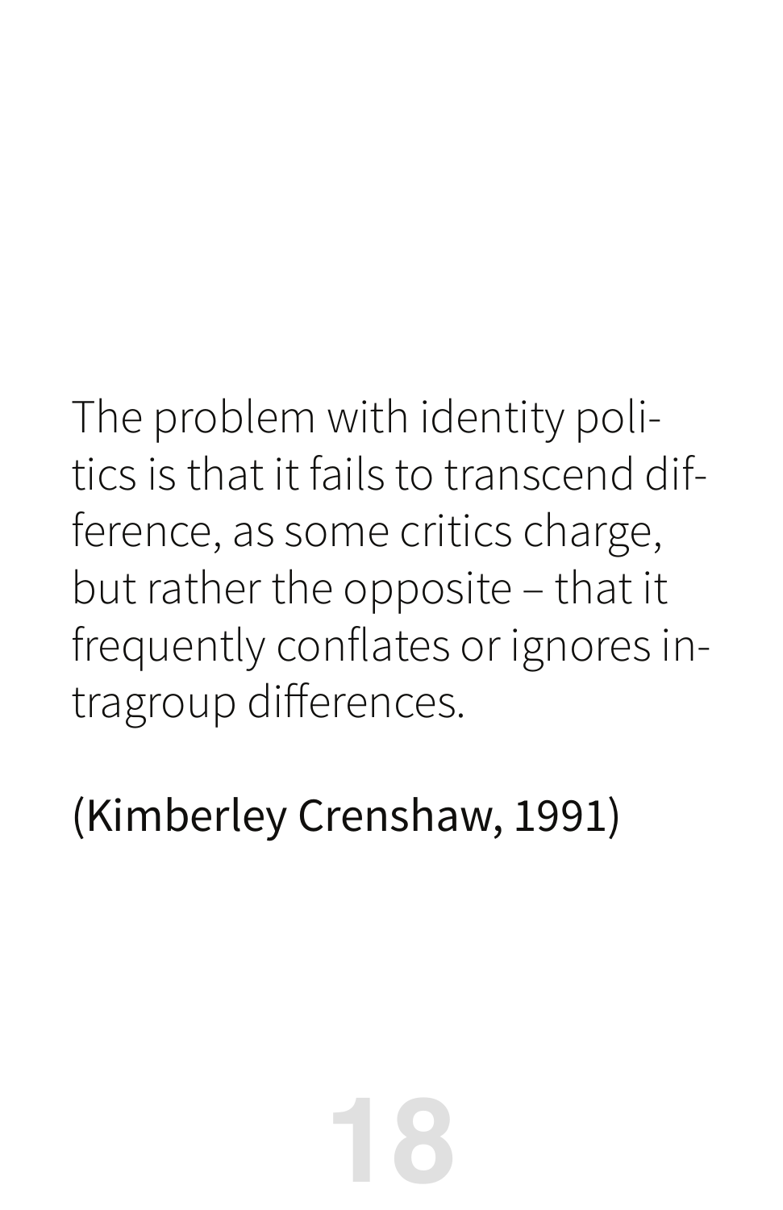The problem with identity politics is that it fails to transcend difference, as some critics charge, but rather the opposite – that it frequently conflates or ignores intragroup differences.

(Kimberley Crenshaw, 1991)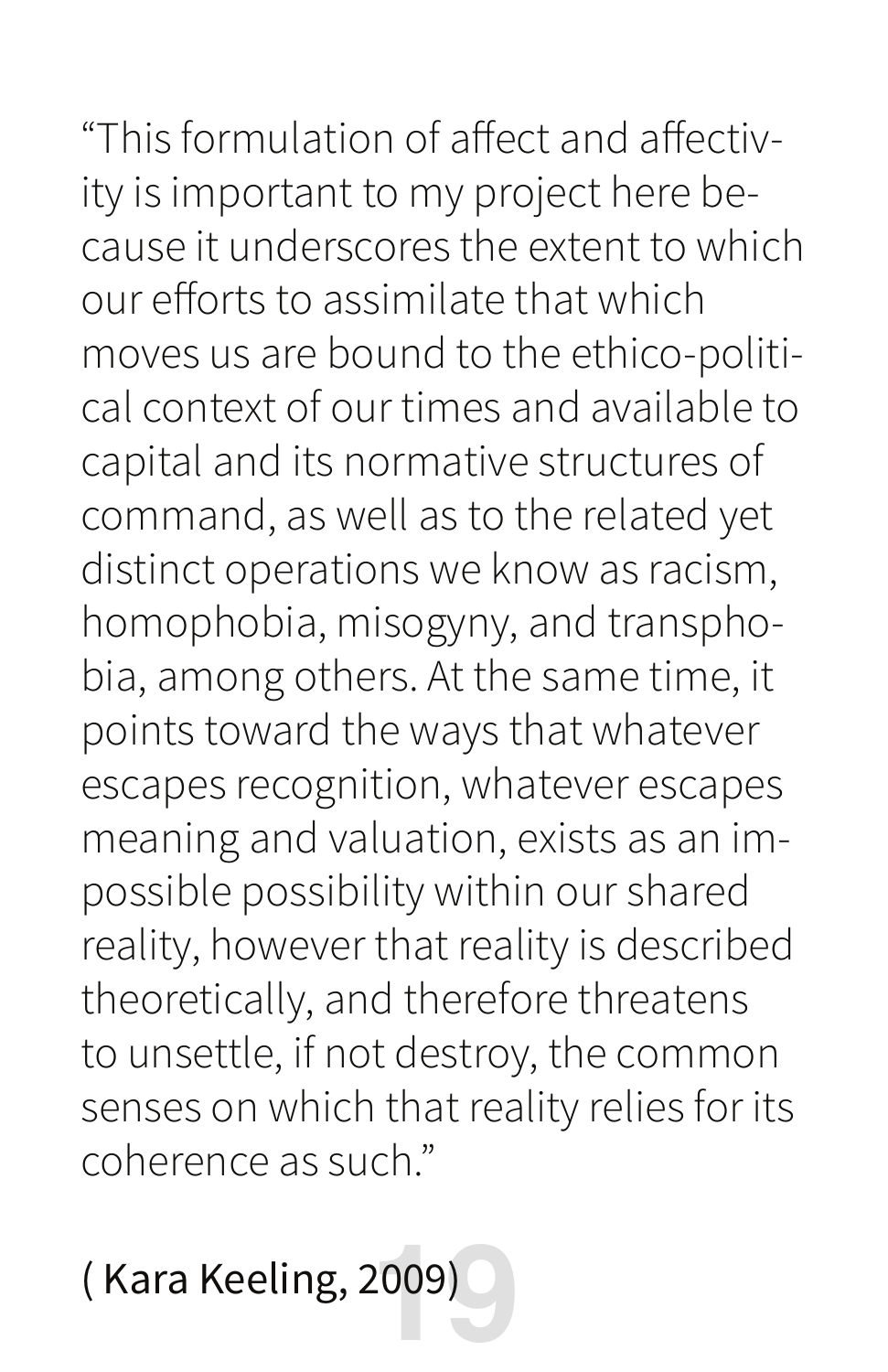"This formulation of affect and affectivity is important to my project here because it underscores the extent to which our efforts to assimilate that which moves us are bound to the ethico-political context of our times and available to capital and its normative structures of command, as well as to the related yet distinct operations we know as racism, homophobia, misogyny, and transphobia, among others. At the same time, it points toward the ways that whatever escapes recognition, whatever escapes meaning and valuation, exists as an impossible possibility within our shared reality, however that reality is described theoretically, and therefore threatens to unsettle, if not destroy, the common senses on which that reality relies for its coherence as such."

( Kara Keeling, 2009)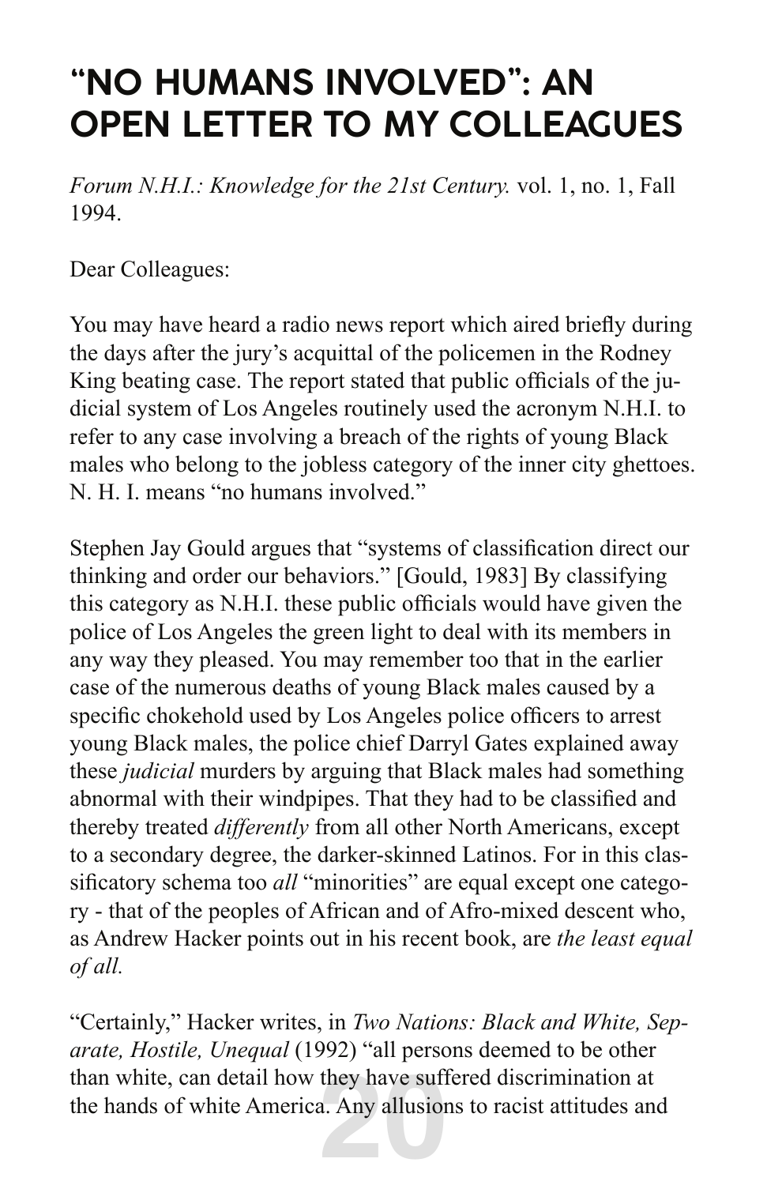# "NO HUMANS INVOLVED": AN OPEN LETTER TO MY COLLEAGUES

*Forum N.H.I.: Knowledge for the 21st Century.* vol. 1, no. 1, Fall 1994.

Dear Colleagues:

You may have heard a radio news report which aired briefly during the days after the jury's acquittal of the policemen in the Rodney King beating case. The report stated that public officials of the judicial system of Los Angeles routinely used the acronym N.H.I. to refer to any case involving a breach of the rights of young Black males who belong to the jobless category of the inner city ghettoes. N. H. I. means "no humans involved."

Stephen Jay Gould argues that "systems of classification direct our thinking and order our behaviors." [Gould, 1983] By classifying this category as N.H.I. these public officials would have given the police of Los Angeles the green light to deal with its members in any way they pleased. You may remember too that in the earlier case of the numerous deaths of young Black males caused by a specific chokehold used by Los Angeles police officers to arrest young Black males, the police chief Darryl Gates explained away these *judicial* murders by arguing that Black males had something abnormal with their windpipes. That they had to be classified and thereby treated *differently* from all other North Americans, except to a secondary degree, the darker-skinned Latinos. For in this classificatory schema too *all* "minorities" are equal except one category - that of the peoples of African and of Afro-mixed descent who, as Andrew Hacker points out in his recent book, are *the least equal of all.*

"Certainly," Hacker writes, in *Two Nations: Black and White, Separate, Hostile, Unequal* (1992) "all persons deemed to be other than white, can detail how they have suffered discrimination at the hands of white America. Any allusions to racist attitudes and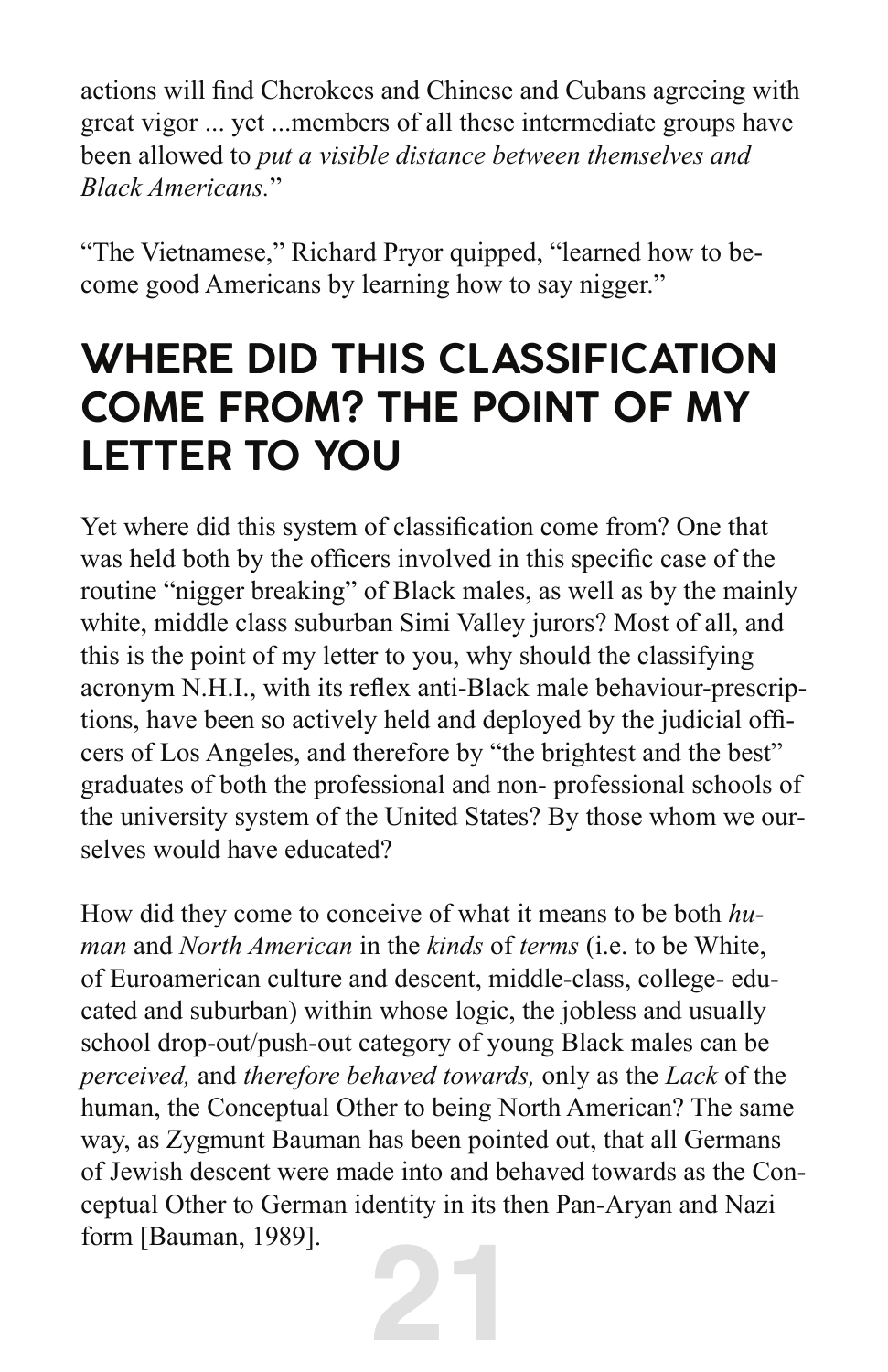actions will find Cherokees and Chinese and Cubans agreeing with great vigor ... yet ...members of all these intermediate groups have been allowed to *put a visible distance between themselves and Black Americans.*"

"The Vietnamese," Richard Pryor quipped, "learned how to become good Americans by learning how to say nigger."

## WHERE DID THIS CLASSIFICATION COME FROM? THE POINT OF MY LETTER TO YOU

Yet where did this system of classification come from? One that was held both by the officers involved in this specific case of the routine "nigger breaking" of Black males, as well as by the mainly white, middle class suburban Simi Valley jurors? Most of all, and this is the point of my letter to you, why should the classifying acronym N.H.I., with its reflex anti-Black male behaviour-prescriptions, have been so actively held and deployed by the judicial officers of Los Angeles, and therefore by "the brightest and the best" graduates of both the professional and non- professional schools of the university system of the United States? By those whom we ourselves would have educated?

How did they come to conceive of what it means to be both *human* and *North American* in the *kinds* of *terms* (i.e. to be White, of Euroamerican culture and descent, middle-class, college- educated and suburban) within whose logic, the jobless and usually school drop-out/push-out category of young Black males can be *perceived,* and *therefore behaved towards,* only as the *Lack* of the human, the Conceptual Other to being North American? The same way, as Zygmunt Bauman has been pointed out, that all Germans of Jewish descent were made into and behaved towards as the Conceptual Other to German identity in its then Pan-Aryan and Nazi form [Bauman, 1989].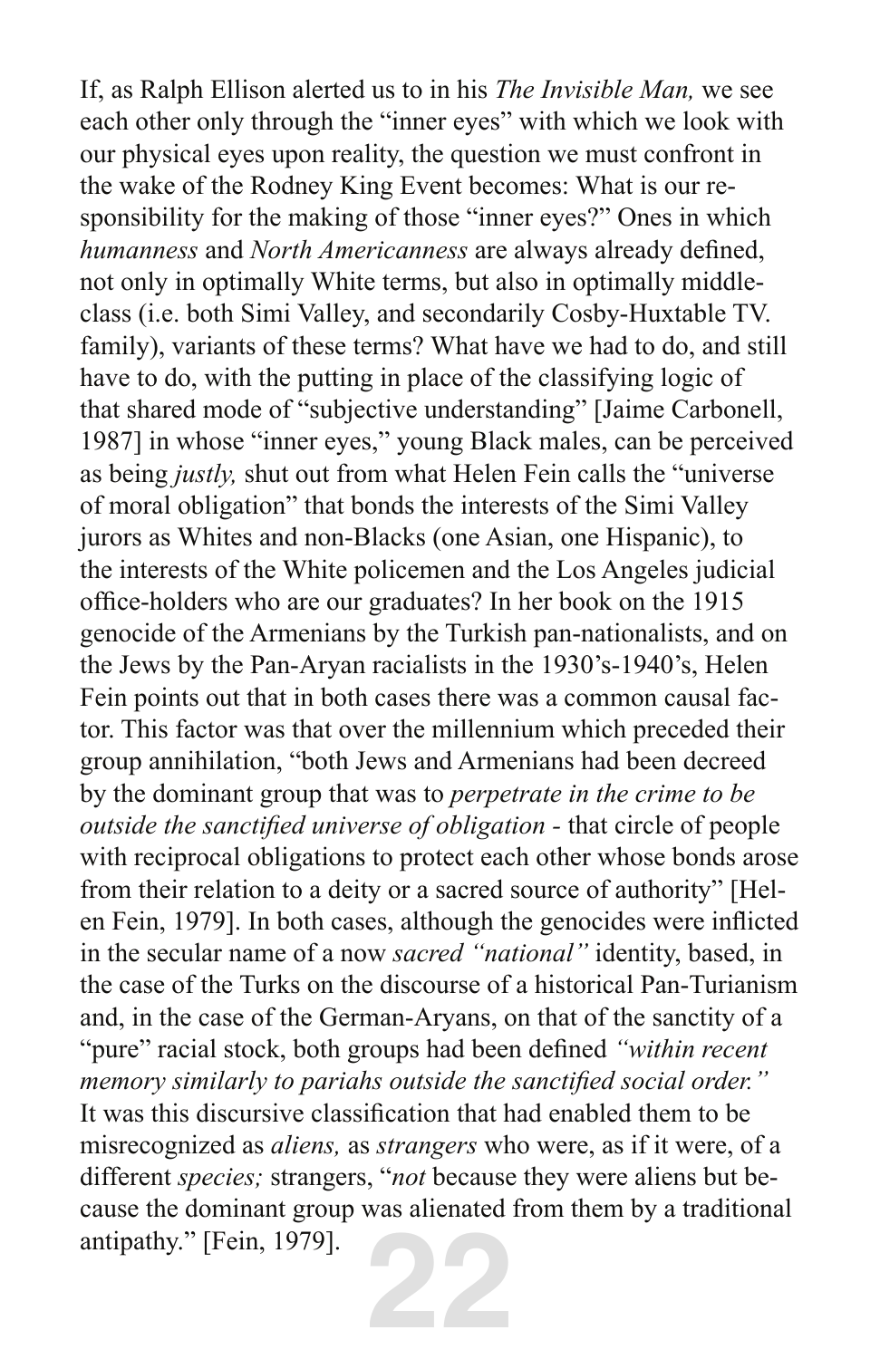If, as Ralph Ellison alerted us to in his *The Invisible Man,* we see each other only through the "inner eyes" with which we look with our physical eyes upon reality, the question we must confront in the wake of the Rodney King Event becomes: What is our responsibility for the making of those "inner eyes?" Ones in which *humanness* and *North Americanness* are always already defined, not only in optimally White terms, but also in optimally middle-class (i.e. both Simi Valley, and secondarily Cosby-Huxtable TV. family), variants of these terms? What have we had to do, and still have to do, with the putting in place of the classifying logic of that shared mode of "subjective understanding" [Jaime Carbonell, 1987] in whose "inner eyes," young Black males, can be perceived as being *justly,* shut out from what Helen Fein calls the "universe of moral obligation" that bonds the interests of the Simi Valley jurors as Whites and non-Blacks (one Asian, one Hispanic), to the interests of the White policemen and the Los Angeles judicial office-holders who are our graduates? In her book on the 1915 genocide of the Armenians by the Turkish pan-nationalists, and on the Jews by the Pan-Aryan racialists in the 1930's-1940's, Helen Fein points out that in both cases there was a common causal factor. This factor was that over the millennium which preceded their group annihilation, "both Jews and Armenians had been decreed by the dominant group that was to *perpetrate in the crime to be outside the sanctified universe of obligation* - that circle of people with reciprocal obligations to protect each other whose bonds arose from their relation to a deity or a sacred source of authority" [Helen Fein, 1979]. In both cases, although the genocides were inflicted in the secular name of a now *sacred "national"* identity, based, in the case of the Turks on the discourse of a historical Pan-Turianism and, in the case of the German-Aryans, on that of the sanctity of a "pure" racial stock, both groups had been defined *"within recent memory similarly to pariahs outside the sanctified social order."* It was this discursive classification that had enabled them to be misrecognized as *aliens,* as *strangers* who were, as if it were, of a different *species;* strangers, "*not* because they were aliens but because the dominant group was alienated from them by a traditional antipathy." [Fein, 1979].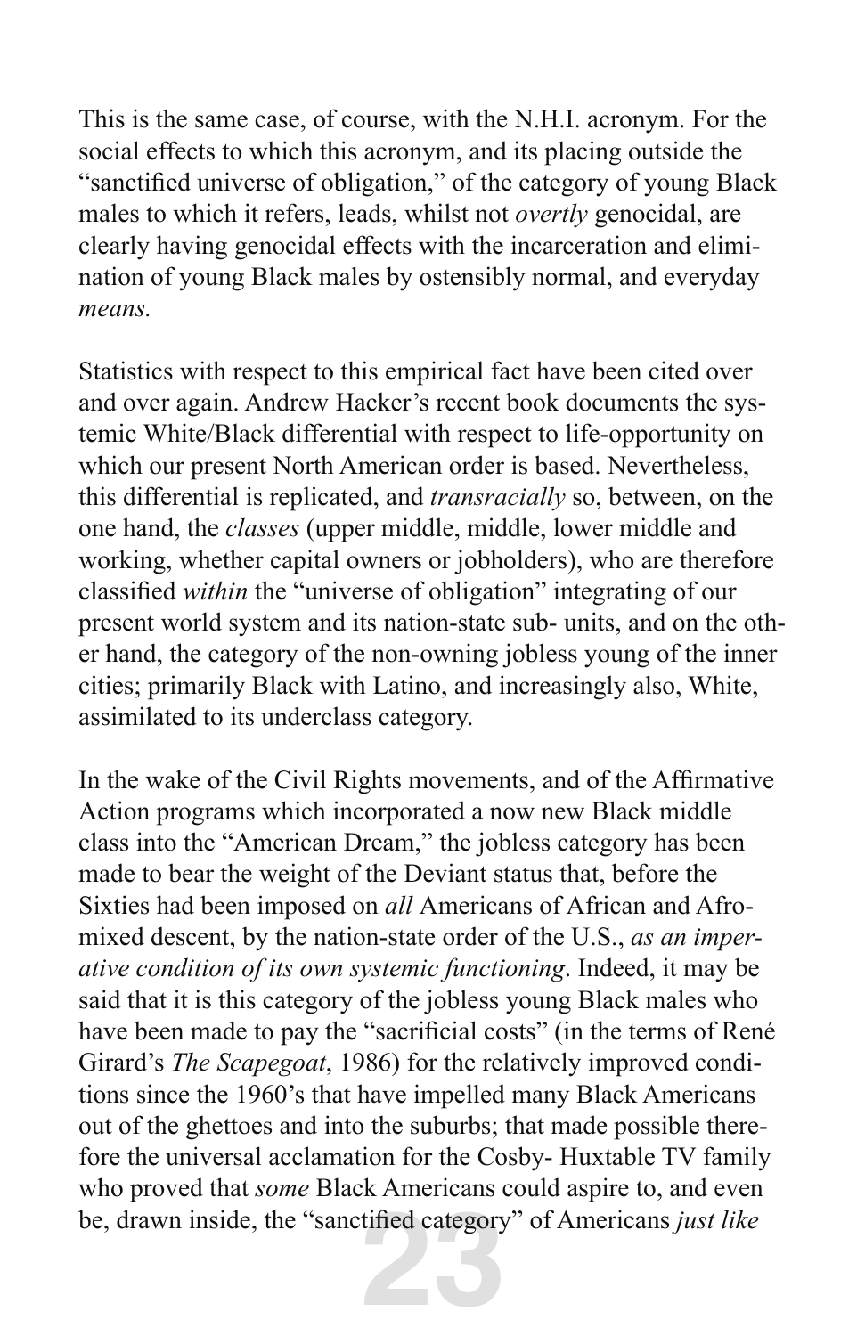This is the same case, of course, with the N.H.I. acronym. For the social effects to which this acronym, and its placing outside the "sanctified universe of obligation," of the category of young Black males to which it refers, leads, whilst not *overtly* genocidal, are clearly having genocidal effects with the incarceration and elimination of young Black males by ostensibly normal, and everyday *means.*

Statistics with respect to this empirical fact have been cited over and over again. Andrew Hacker's recent book documents the systemic White/Black differential with respect to life-opportunity on which our present North American order is based. Nevertheless, this differential is replicated, and *transracially* so, between, on the one hand, the *classes* (upper middle, middle, lower middle and working, whether capital owners or jobholders), who are therefore classified *within* the "universe of obligation" integrating of our present world system and its nation-state sub- units, and on the other hand, the category of the non-owning jobless young of the inner cities; primarily Black with Latino, and increasingly also, White, assimilated to its underclass category.

In the wake of the Civil Rights movements, and of the Affirmative Action programs which incorporated a now new Black middle class into the "American Dream," the jobless category has been made to bear the weight of the Deviant status that, before the Sixties had been imposed on *all* Americans of African and Afro-mixed descent, by the nation-state order of the U.S., *as an imperative condition of its own systemic functioning*. Indeed, it may be said that it is this category of the jobless young Black males who have been made to pay the "sacrificial costs" (in the terms of René Girard's *The Scapegoat*, 1986) for the relatively improved conditions since the 1960's that have impelled many Black Americans out of the ghettoes and into the suburbs; that made possible therefore the universal acclamation for the Cosby- Huxtable TV family who proved that *some* Black Americans could aspire to, and even be, drawn inside, the "sanctified category" of Americans *just like*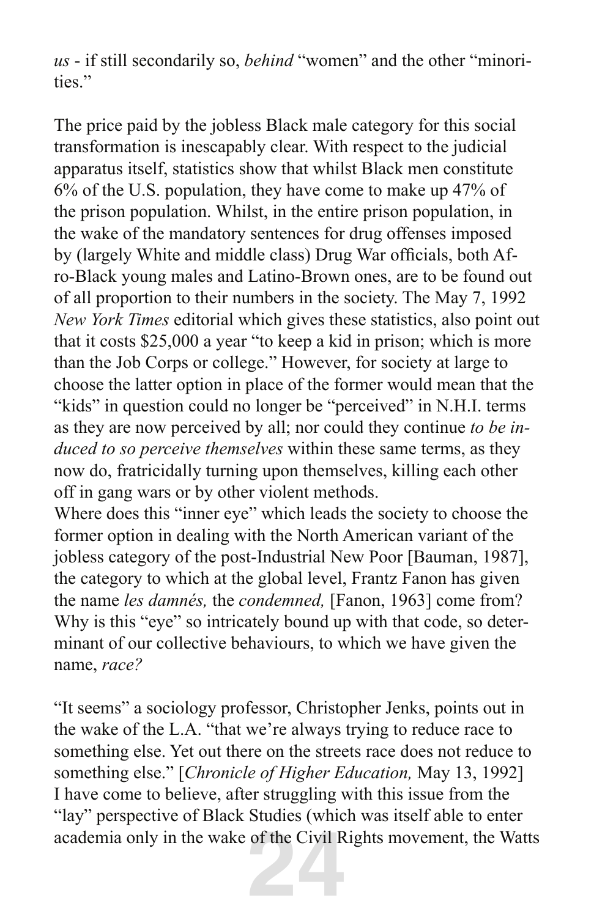*us* - if still secondarily so, *behind* "women" and the other "minorities."

The price paid by the jobless Black male category for this social transformation is inescapably clear. With respect to the judicial apparatus itself, statistics show that whilst Black men constitute 6% of the U.S. population, they have come to make up 47% of the prison population. Whilst, in the entire prison population, in the wake of the mandatory sentences for drug offenses imposed by (largely White and middle class) Drug War officials, both Afro-Black young males and Latino-Brown ones, are to be found out of all proportion to their numbers in the society. The May 7, 1992 *New York Times* editorial which gives these statistics, also point out that it costs $25,000 a year "to keep a kid in prison; which is more than the Job Corps or college." However, for society at large to choose the latter option in place of the former would mean that the "kids" in question could no longer be "perceived" in N.H.I. terms as they are now perceived by all; nor could they continue *to be induced to so perceive themselves* within these same terms, as they now do, fratricidally turning upon themselves, killing each other off in gang wars or by other violent methods.
Where does this "inner eye" which leads the society to choose the former option in dealing with the North American variant of the jobless category of the post-Industrial New Poor [Bauman, 1987], the category to which at the global level, Frantz Fanon has given the name *les damnés,* the *condemned,* [Fanon, 1963] come from? Why is this "eye" so intricately bound up with that code, so determinant of our collective behaviours, to which we have given the name, *race?*

"It seems" a sociology professor, Christopher Jenks, points out in the wake of the L.A. "that we're always trying to reduce race to something else. Yet out there on the streets race does not reduce to something else." [*Chronicle of Higher Education,* May 13, 1992] I have come to believe, after struggling with this issue from the "lay" perspective of Black Studies (which was itself able to enter academia only in the wake of the Civil Rights movement, the Watts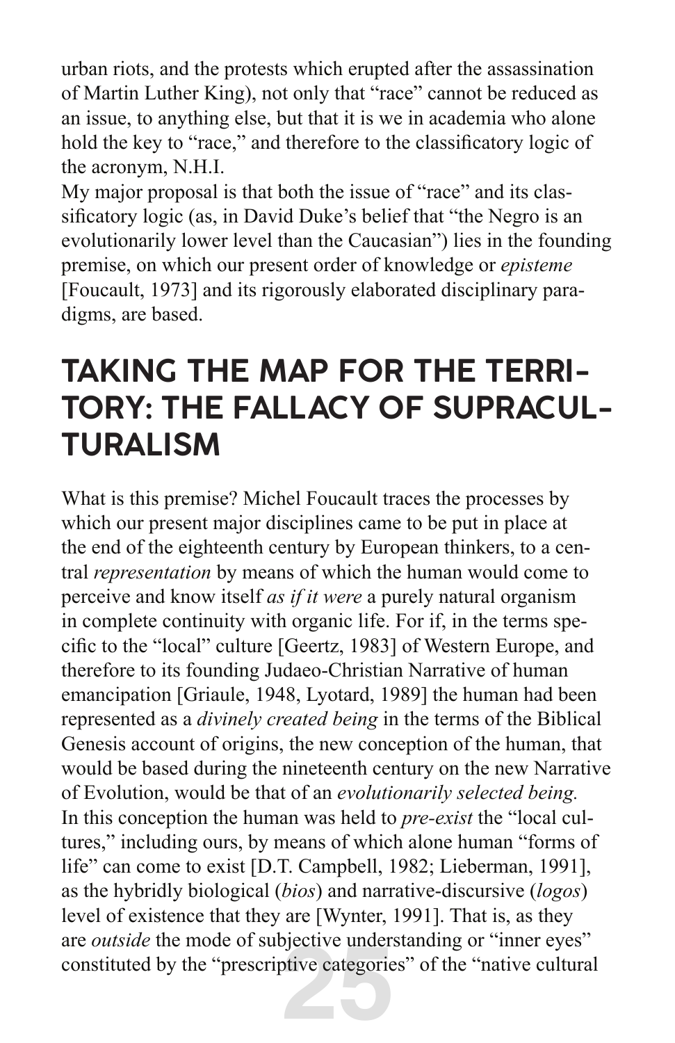urban riots, and the protests which erupted after the assassination of Martin Luther King), not only that "race" cannot be reduced as an issue, to anything else, but that it is we in academia who alone hold the key to "race," and therefore to the classificatory logic of the acronym, N.H.I.

My major proposal is that both the issue of "race" and its classificatory logic (as, in David Duke's belief that "the Negro is an evolutionarily lower level than the Caucasian") lies in the founding premise, on which our present order of knowledge or *episteme* [Foucault, 1973] and its rigorously elaborated disciplinary paradigms, are based.

## TAKING THE MAP FOR THE TERRITORY: THE FALLACY OF SUPRACULTURALISM

What is this premise? Michel Foucault traces the processes by which our present major disciplines came to be put in place at the end of the eighteenth century by European thinkers, to a central *representation* by means of which the human would come to perceive and know itself *as if it were* a purely natural organism in complete continuity with organic life. For if, in the terms specific to the "local" culture [Geertz, 1983] of Western Europe, and therefore to its founding Judaeo-Christian Narrative of human emancipation [Griaule, 1948, Lyotard, 1989] the human had been represented as a *divinely created being* in the terms of the Biblical Genesis account of origins, the new conception of the human, that would be based during the nineteenth century on the new Narrative of Evolution, would be that of an *evolutionarily selected being.* In this conception the human was held to *pre-exist* the "local cultures," including ours, by means of which alone human "forms of life" can come to exist [D.T. Campbell, 1982; Lieberman, 1991], as the hybridly biological (*bios*) and narrative-discursive (*logos*) level of existence that they are [Wynter, 1991]. That is, as they are *outside* the mode of subjective understanding or "inner eyes" constituted by the "prescriptive categories" of the "native cultural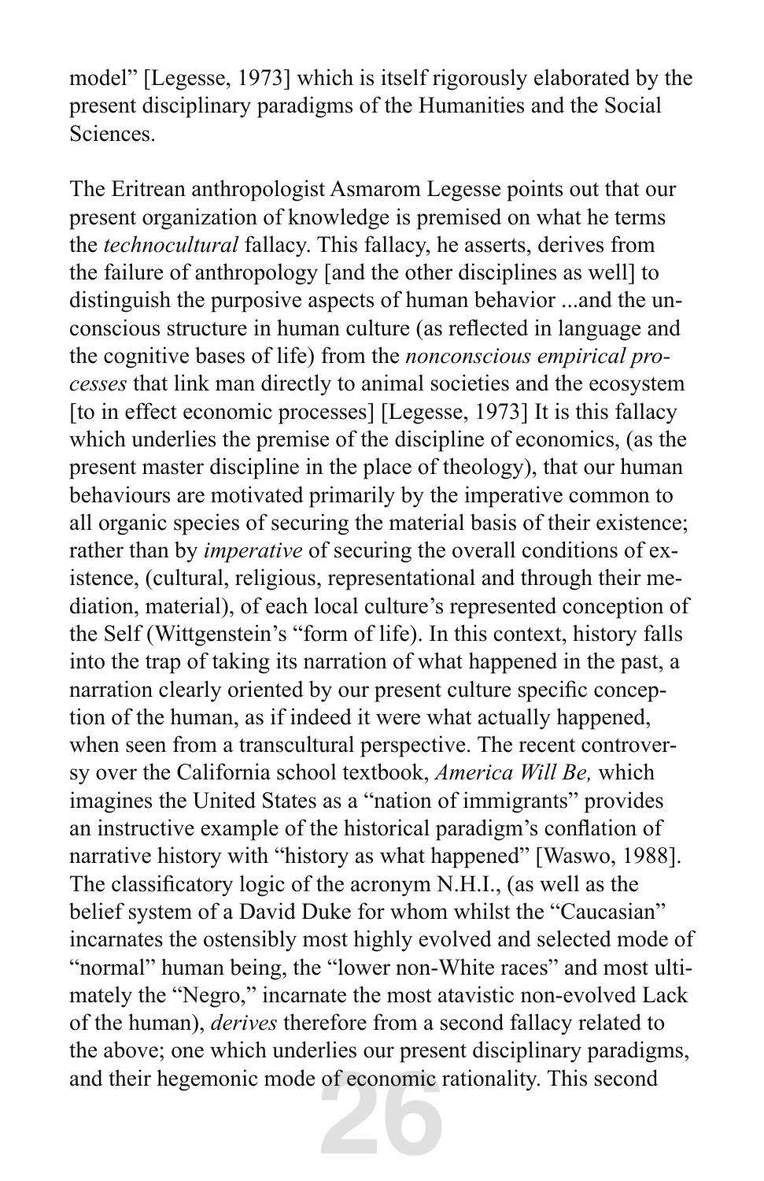model" [Legesse, 1973] which is itself rigorously elaborated by the present disciplinary paradigms of the Humanities and the Social Sciences.

The Eritrean anthropologist Asmarom Legesse points out that our present organization of knowledge is premised on what he terms the *technocultural* fallacy. This fallacy, he asserts, derives from the failure of anthropology [and the other disciplines as well] to distinguish the purposive aspects of human behavior ...and the unconscious structure in human culture (as reflected in language and the cognitive bases of life) from the *nonconscious empirical processes* that link man directly to animal societies and the ecosystem [to in effect economic processes] [Legesse, 1973] It is this fallacy which underlies the premise of the discipline of economics, (as the present master discipline in the place of theology), that our human behaviours are motivated primarily by the imperative common to all organic species of securing the material basis of their existence; rather than by *imperative* of securing the overall conditions of existence, (cultural, religious, representational and through their mediation, material), of each local culture's represented conception of the Self (Wittgenstein's "form of life). In this context, history falls into the trap of taking its narration of what happened in the past, a narration clearly oriented by our present culture specific conception of the human, as if indeed it were what actually happened, when seen from a transcultural perspective. The recent controversy over the California school textbook, *America Will Be,* which imagines the United States as a "nation of immigrants" provides an instructive example of the historical paradigm's conflation of narrative history with "history as what happened" [Waswo, 1988]. The classificatory logic of the acronym N.H.I., (as well as the belief system of a David Duke for whom whilst the "Caucasian" incarnates the ostensibly most highly evolved and selected mode of "normal" human being, the "lower non-White races" and most ultimately the "Negro," incarnate the most atavistic non-evolved Lack of the human), *derives* therefore from a second fallacy related to the above; one which underlies our present disciplinary paradigms, and their hegemonic mode of economic rationality. This second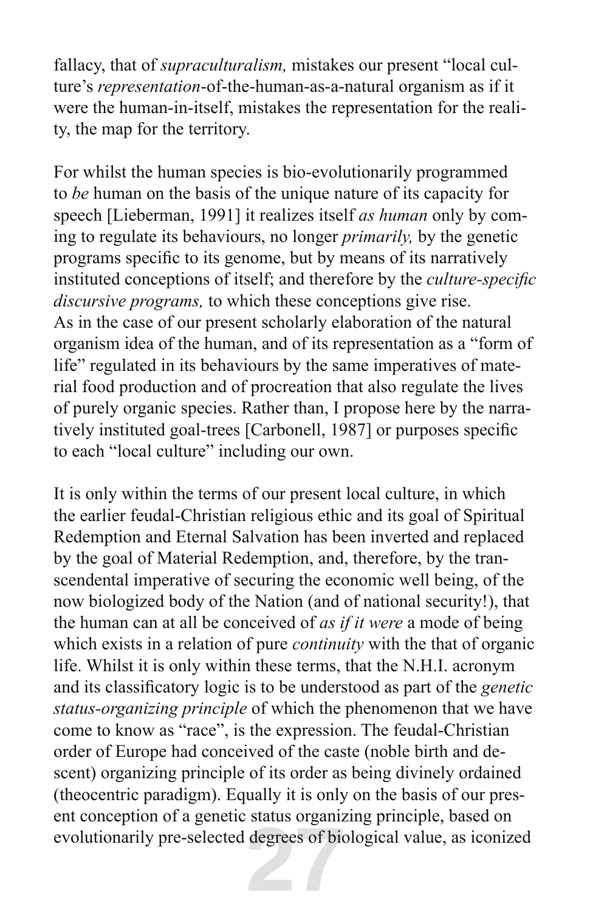fallacy, that of *supraculturalism,* mistakes our present "local culture's *representation*-of-the-human-as-a-natural organism as if it were the human-in-itself, mistakes the representation for the reality, the map for the territory.

For whilst the human species is bio-evolutionarily programmed to *be* human on the basis of the unique nature of its capacity for speech [Lieberman, 1991] it realizes itself *as human* only by coming to regulate its behaviours, no longer *primarily,* by the genetic programs specific to its genome, but by means of its narratively instituted conceptions of itself; and therefore by the *culture-specific discursive programs,* to which these conceptions give rise. As in the case of our present scholarly elaboration of the natural organism idea of the human, and of its representation as a "form of life" regulated in its behaviours by the same imperatives of material food production and of procreation that also regulate the lives of purely organic species. Rather than, I propose here by the narratively instituted goal-trees [Carbonell, 1987] or purposes specific to each "local culture" including our own.

It is only within the terms of our present local culture, in which the earlier feudal-Christian religious ethic and its goal of Spiritual Redemption and Eternal Salvation has been inverted and replaced by the goal of Material Redemption, and, therefore, by the transcendental imperative of securing the economic well being, of the now biologized body of the Nation (and of national security!), that the human can at all be conceived of *as if it were* a mode of being which exists in a relation of pure *continuity* with the that of organic life. Whilst it is only within these terms, that the N.H.I. acronym and its classificatory logic is to be understood as part of the *genetic status-organizing principle* of which the phenomenon that we have come to know as "race", is the expression. The feudal-Christian order of Europe had conceived of the caste (noble birth and descent) organizing principle of its order as being divinely ordained (theocentric paradigm). Equally it is only on the basis of our present conception of a genetic status organizing principle, based on evolutionarily pre-selected degrees of biological value, as iconized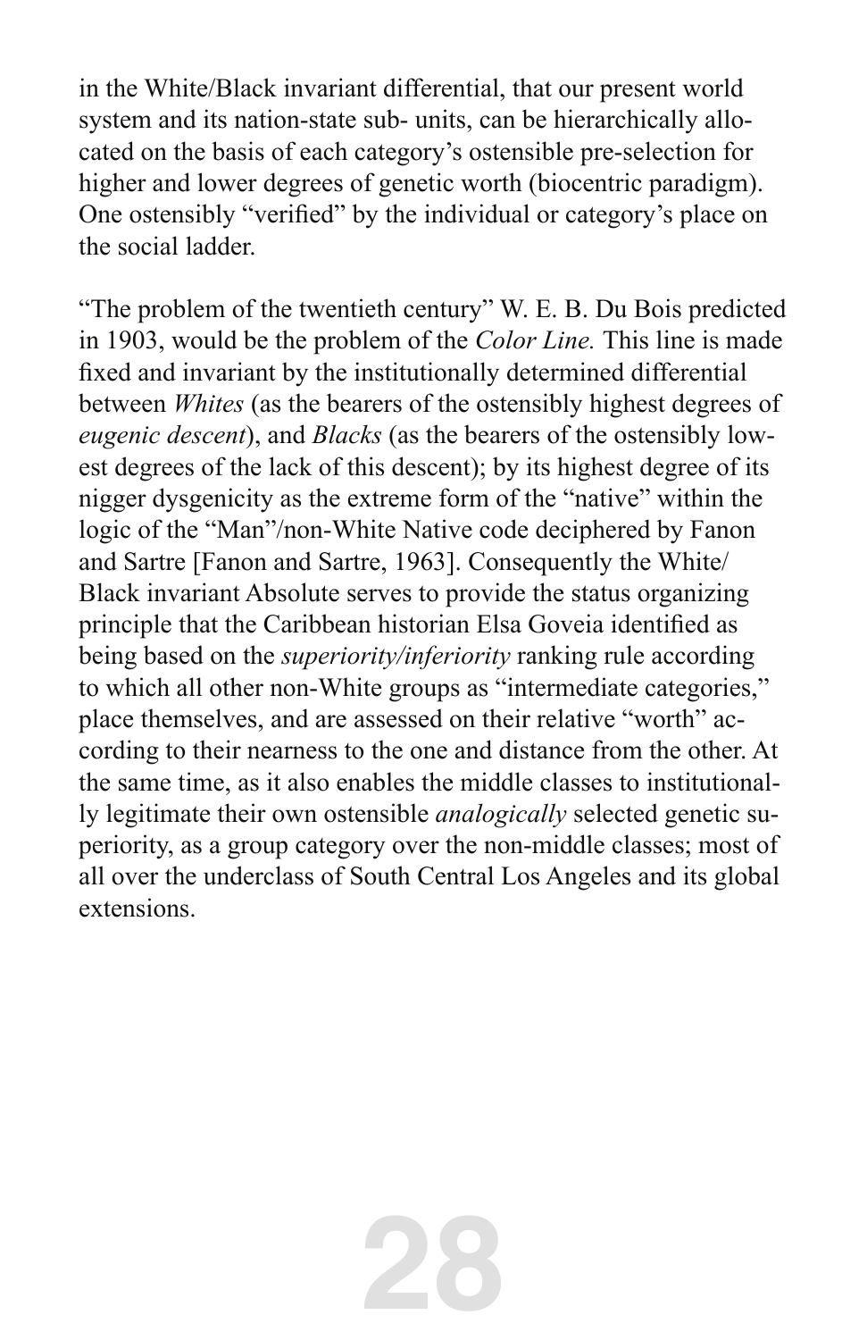in the White/Black invariant differential, that our present world system and its nation-state sub- units, can be hierarchically allocated on the basis of each category's ostensible pre-selection for higher and lower degrees of genetic worth (biocentric paradigm). One ostensibly "verified" by the individual or category's place on the social ladder.

"The problem of the twentieth century" W. E. B. Du Bois predicted in 1903, would be the problem of the *Color Line.* This line is made fixed and invariant by the institutionally determined differential between *Whites* (as the bearers of the ostensibly highest degrees of *eugenic descent*), and *Blacks* (as the bearers of the ostensibly lowest degrees of the lack of this descent); by its highest degree of its nigger dysgenicity as the extreme form of the "native" within the logic of the "Man"/non-White Native code deciphered by Fanon and Sartre [Fanon and Sartre, 1963]. Consequently the White/Black invariant Absolute serves to provide the status organizing principle that the Caribbean historian Elsa Goveia identified as being based on the *superiority/inferiority* ranking rule according to which all other non-White groups as "intermediate categories," place themselves, and are assessed on their relative "worth" according to their nearness to the one and distance from the other. At the same time, as it also enables the middle classes to institutionally legitimate their own ostensible *analogically* selected genetic superiority, as a group category over the non-middle classes; most of all over the underclass of South Central Los Angeles and its global extensions.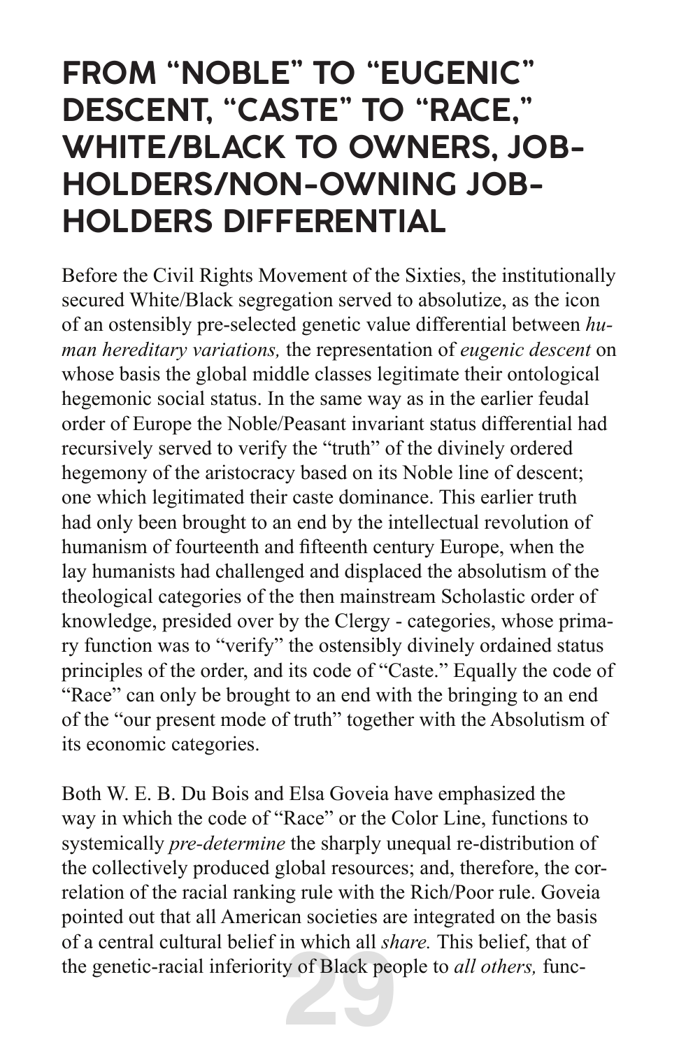# FROM “NOBLE” TO “EUGENIC” DESCENT, “CASTE” TO “RACE,” WHITE/BLACK TO OWNERS, JOB-HOLDERS/NON-OWNING JOB-HOLDERS DIFFERENTIAL

Before the Civil Rights Movement of the Sixties, the institutionally secured White/Black segregation served to absolutize, as the icon of an ostensibly pre-selected genetic value differential between *human hereditary variations,* the representation of *eugenic descent* on whose basis the global middle classes legitimate their ontological hegemonic social status. In the same way as in the earlier feudal order of Europe the Noble/Peasant invariant status differential had recursively served to verify the “truth” of the divinely ordered hegemony of the aristocracy based on its Noble line of descent; one which legitimated their caste dominance. This earlier truth had only been brought to an end by the intellectual revolution of humanism of fourteenth and fifteenth century Europe, when the lay humanists had challenged and displaced the absolutism of the theological categories of the then mainstream Scholastic order of knowledge, presided over by the Clergy - categories, whose primary function was to “verify” the ostensibly divinely ordained status principles of the order, and its code of “Caste.” Equally the code of “Race” can only be brought to an end with the bringing to an end of the “our present mode of truth” together with the Absolutism of its economic categories.

Both W. E. B. Du Bois and Elsa Goveia have emphasized the way in which the code of “Race” or the Color Line, functions to systemically *pre-determine* the sharply unequal re-distribution of the collectively produced global resources; and, therefore, the correlation of the racial ranking rule with the Rich/Poor rule. Goveia pointed out that all American societies are integrated on the basis of a central cultural belief in which all *share.* This belief, that of the genetic-racial inferiority of Black people to *all others,* func-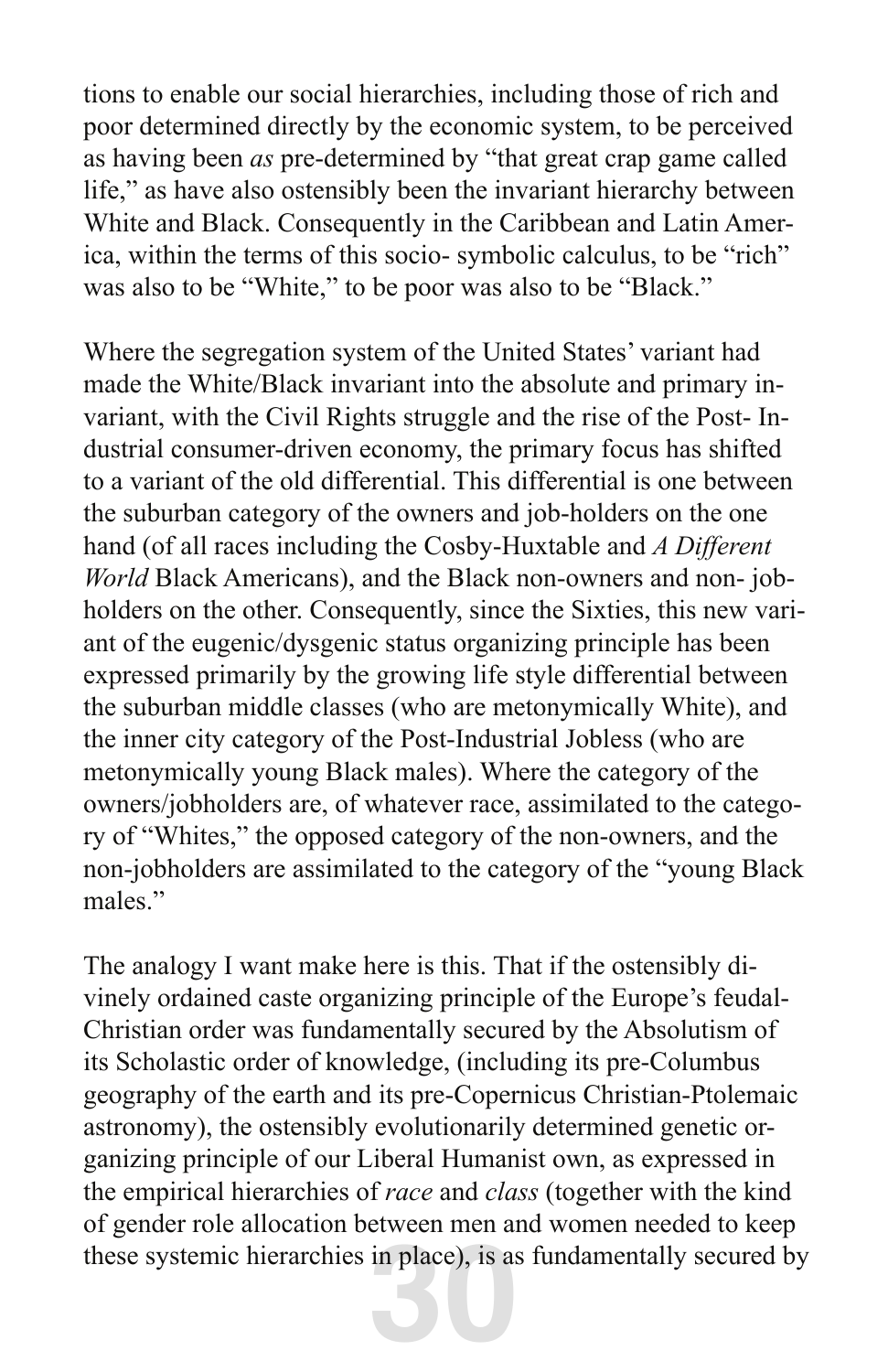tions to enable our social hierarchies, including those of rich and poor determined directly by the economic system, to be perceived as having been *as* pre-determined by "that great crap game called life," as have also ostensibly been the invariant hierarchy between White and Black. Consequently in the Caribbean and Latin America, within the terms of this socio- symbolic calculus, to be "rich" was also to be "White," to be poor was also to be "Black."

Where the segregation system of the United States' variant had made the White/Black invariant into the absolute and primary invariant, with the Civil Rights struggle and the rise of the Post- Industrial consumer-driven economy, the primary focus has shifted to a variant of the old differential. This differential is one between the suburban category of the owners and job-holders on the one hand (of all races including the Cosby-Huxtable and *A Different World* Black Americans), and the Black non-owners and non- jobholders on the other. Consequently, since the Sixties, this new variant of the eugenic/dysgenic status organizing principle has been expressed primarily by the growing life style differential between the suburban middle classes (who are metonymically White), and the inner city category of the Post-Industrial Jobless (who are metonymically young Black males). Where the category of the owners/jobholders are, of whatever race, assimilated to the category of "Whites," the opposed category of the non-owners, and the non-jobholders are assimilated to the category of the "young Black males."

The analogy I want make here is this. That if the ostensibly divinely ordained caste organizing principle of the Europe's feudal-Christian order was fundamentally secured by the Absolutism of its Scholastic order of knowledge, (including its pre-Columbus geography of the earth and its pre-Copernicus Christian-Ptolemaic astronomy), the ostensibly evolutionarily determined genetic organizing principle of our Liberal Humanist own, as expressed in the empirical hierarchies of *race* and *class* (together with the kind of gender role allocation between men and women needed to keep these systemic hierarchies in place), is as fundamentally secured by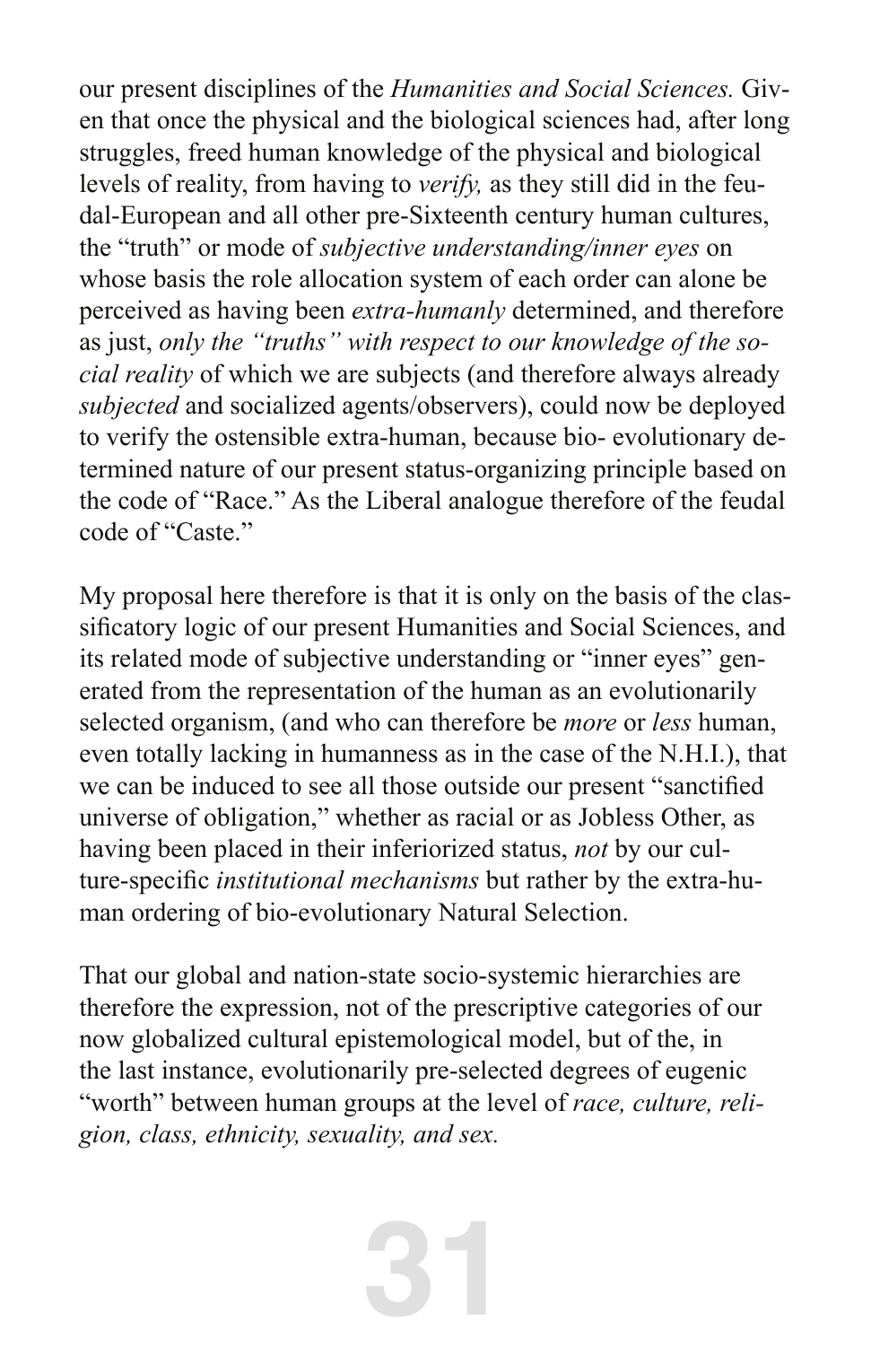our present disciplines of the *Humanities and Social Sciences.* Given that once the physical and the biological sciences had, after long struggles, freed human knowledge of the physical and biological levels of reality, from having to *verify,* as they still did in the feudal-European and all other pre-Sixteenth century human cultures, the "truth" or mode of *subjective understanding/inner eyes* on whose basis the role allocation system of each order can alone be perceived as having been *extra-humanly* determined, and therefore as just, *only the "truths" with respect to our knowledge of the social reality* of which we are subjects (and therefore always already *subjected* and socialized agents/observers), could now be deployed to verify the ostensible extra-human, because bio- evolutionary determined nature of our present status-organizing principle based on the code of "Race." As the Liberal analogue therefore of the feudal code of "Caste."

My proposal here therefore is that it is only on the basis of the classificatory logic of our present Humanities and Social Sciences, and its related mode of subjective understanding or "inner eyes" generated from the representation of the human as an evolutionarily selected organism, (and who can therefore be *more* or *less* human, even totally lacking in humanness as in the case of the N.H.I.), that we can be induced to see all those outside our present "sanctified universe of obligation," whether as racial or as Jobless Other, as having been placed in their inferiorized status, *not* by our culture-specific *institutional mechanisms* but rather by the extra-human ordering of bio-evolutionary Natural Selection.

That our global and nation-state socio-systemic hierarchies are therefore the expression, not of the prescriptive categories of our now globalized cultural epistemological model, but of the, in the last instance, evolutionarily pre-selected degrees of eugenic "worth" between human groups at the level of *race, culture, religion, class, ethnicity, sexuality, and sex.*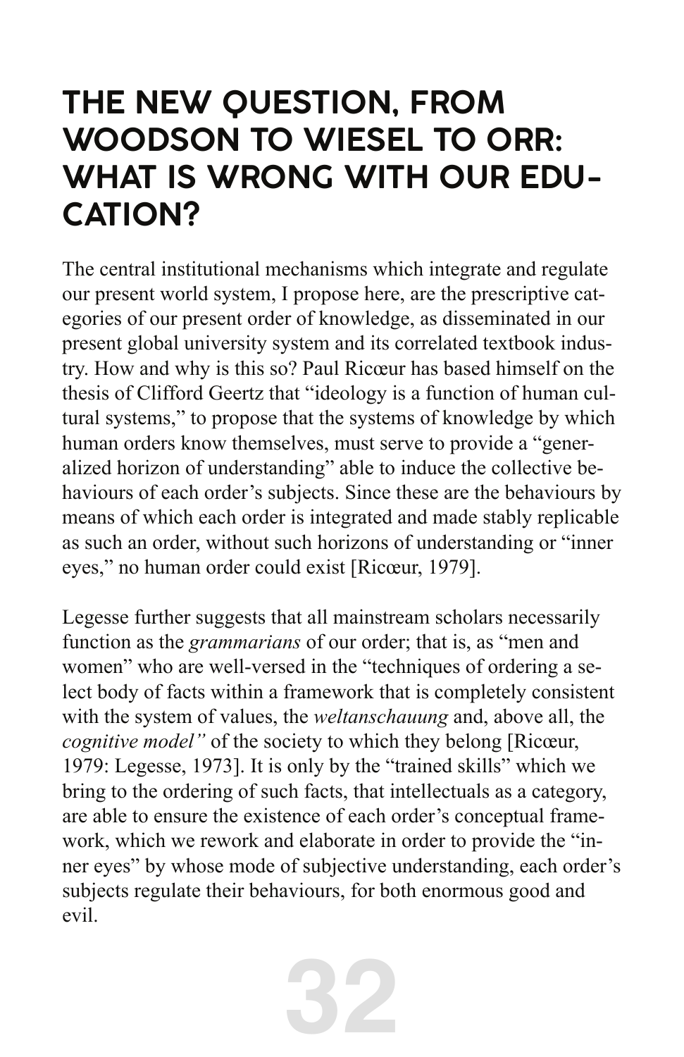# THE NEW QUESTION, FROM WOODSON TO WIESEL TO ORR: WHAT IS WRONG WITH OUR EDUCATION?

The central institutional mechanisms which integrate and regulate our present world system, I propose here, are the prescriptive categories of our present order of knowledge, as disseminated in our present global university system and its correlated textbook industry. How and why is this so? Paul Ricœur has based himself on the thesis of Clifford Geertz that "ideology is a function of human cultural systems," to propose that the systems of knowledge by which human orders know themselves, must serve to provide a "generalized horizon of understanding" able to induce the collective behaviours of each order's subjects. Since these are the behaviours by means of which each order is integrated and made stably replicable as such an order, without such horizons of understanding or "inner eyes," no human order could exist [Ricœur, 1979].

Legesse further suggests that all mainstream scholars necessarily function as the *grammarians* of our order; that is, as "men and women" who are well-versed in the "techniques of ordering a select body of facts within a framework that is completely consistent with the system of values, the *weltanschauung* and, above all, the *cognitive model"* of the society to which they belong [Ricœur, 1979: Legesse, 1973]. It is only by the "trained skills" which we bring to the ordering of such facts, that intellectuals as a category, are able to ensure the existence of each order's conceptual framework, which we rework and elaborate in order to provide the "inner eyes" by whose mode of subjective understanding, each order's subjects regulate their behaviours, for both enormous good and evil.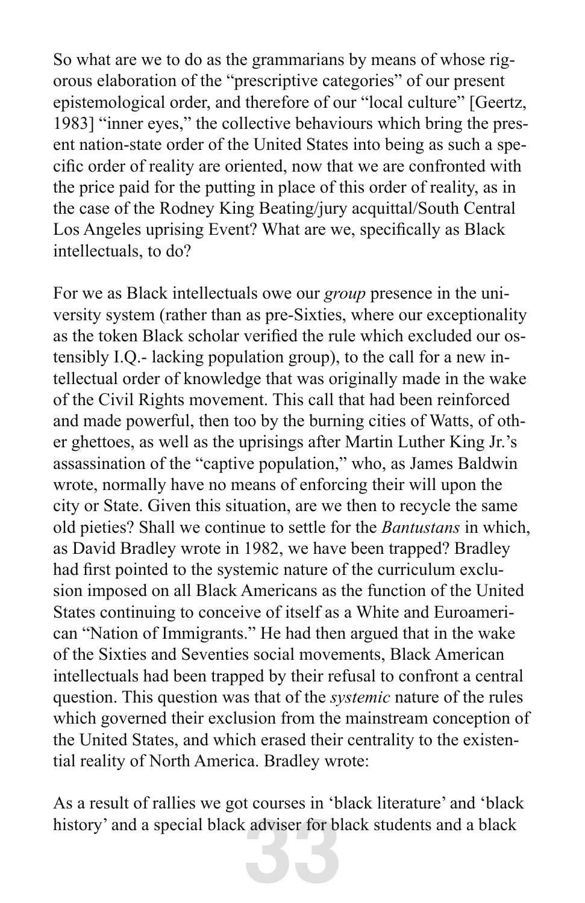So what are we to do as the grammarians by means of whose rigorous elaboration of the "prescriptive categories" of our present epistemological order, and therefore of our "local culture" [Geertz, 1983] "inner eyes," the collective behaviours which bring the present nation-state order of the United States into being as such a specific order of reality are oriented, now that we are confronted with the price paid for the putting in place of this order of reality, as in the case of the Rodney King Beating/jury acquittal/South Central Los Angeles uprising Event? What are we, specifically as Black intellectuals, to do?

For we as Black intellectuals owe our *group* presence in the university system (rather than as pre-Sixties, where our exceptionality as the token Black scholar verified the rule which excluded our ostensibly I.Q.- lacking population group), to the call for a new intellectual order of knowledge that was originally made in the wake of the Civil Rights movement. This call that had been reinforced and made powerful, then too by the burning cities of Watts, of other ghettoes, as well as the uprisings after Martin Luther King Jr.'s assassination of the "captive population," who, as James Baldwin wrote, normally have no means of enforcing their will upon the city or State. Given this situation, are we then to recycle the same old pieties? Shall we continue to settle for the *Bantustans* in which, as David Bradley wrote in 1982, we have been trapped? Bradley had first pointed to the systemic nature of the curriculum exclusion imposed on all Black Americans as the function of the United States continuing to conceive of itself as a White and Euroamerican "Nation of Immigrants." He had then argued that in the wake of the Sixties and Seventies social movements, Black American intellectuals had been trapped by their refusal to confront a central question. This question was that of the *systemic* nature of the rules which governed their exclusion from the mainstream conception of the United States, and which erased their centrality to the existential reality of North America. Bradley wrote:

As a result of rallies we got courses in 'black literature' and 'black history' and a special black adviser for black students and a black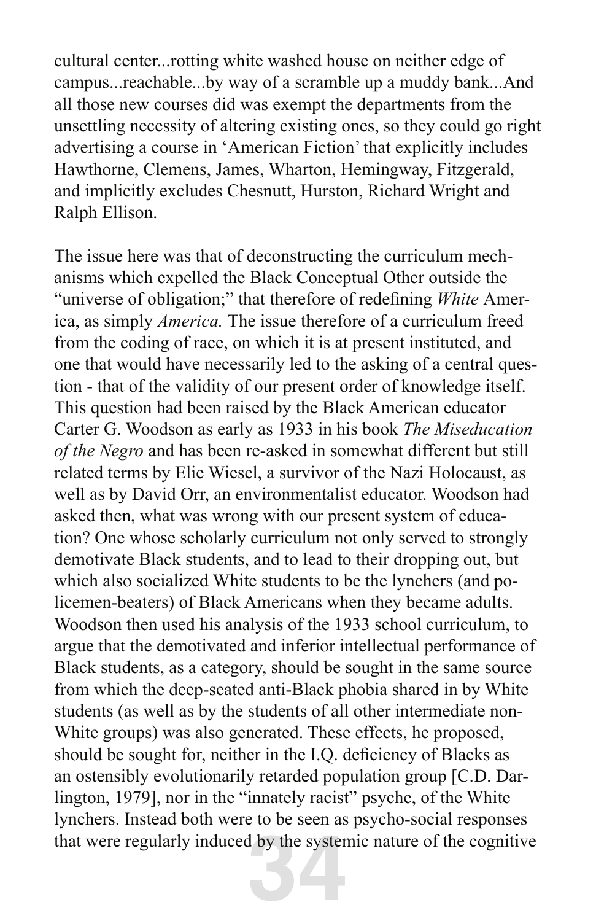cultural center...rotting white washed house on neither edge of campus...reachable...by way of a scramble up a muddy bank...And all those new courses did was exempt the departments from the unsettling necessity of altering existing ones, so they could go right advertising a course in 'American Fiction' that explicitly includes Hawthorne, Clemens, James, Wharton, Hemingway, Fitzgerald, and implicitly excludes Chesnutt, Hurston, Richard Wright and Ralph Ellison.

The issue here was that of deconstructing the curriculum mechanisms which expelled the Black Conceptual Other outside the "universe of obligation;" that therefore of redefining *White* America, as simply *America.* The issue therefore of a curriculum freed from the coding of race, on which it is at present instituted, and one that would have necessarily led to the asking of a central question - that of the validity of our present order of knowledge itself. This question had been raised by the Black American educator Carter G. Woodson as early as 1933 in his book *The Miseducation of the Negro* and has been re-asked in somewhat different but still related terms by Elie Wiesel, a survivor of the Nazi Holocaust, as well as by David Orr, an environmentalist educator. Woodson had asked then, what was wrong with our present system of education? One whose scholarly curriculum not only served to strongly demotivate Black students, and to lead to their dropping out, but which also socialized White students to be the lynchers (and policemen-beaters) of Black Americans when they became adults. Woodson then used his analysis of the 1933 school curriculum, to argue that the demotivated and inferior intellectual performance of Black students, as a category, should be sought in the same source from which the deep-seated anti-Black phobia shared in by White students (as well as by the students of all other intermediate non-White groups) was also generated. These effects, he proposed, should be sought for, neither in the I.Q. deficiency of Blacks as an ostensibly evolutionarily retarded population group [C.D. Darlington, 1979], nor in the "innately racist" psyche, of the White lynchers. Instead both were to be seen as psycho-social responses that were regularly induced by the systemic nature of the cognitive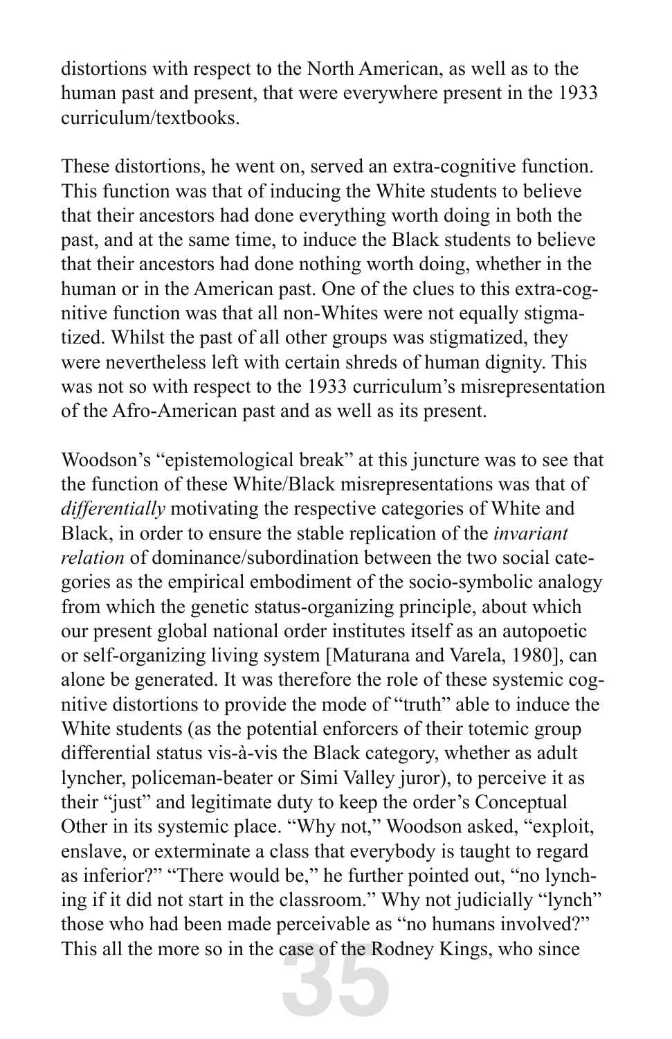distortions with respect to the North American, as well as to the human past and present, that were everywhere present in the 1933 curriculum/textbooks.

These distortions, he went on, served an extra-cognitive function. This function was that of inducing the White students to believe that their ancestors had done everything worth doing in both the past, and at the same time, to induce the Black students to believe that their ancestors had done nothing worth doing, whether in the human or in the American past. One of the clues to this extra-cognitive function was that all non-Whites were not equally stigmatized. Whilst the past of all other groups was stigmatized, they were nevertheless left with certain shreds of human dignity. This was not so with respect to the 1933 curriculum's misrepresentation of the Afro-American past and as well as its present.

Woodson's "epistemological break" at this juncture was to see that the function of these White/Black misrepresentations was that of *differentially* motivating the respective categories of White and Black, in order to ensure the stable replication of the *invariant relation* of dominance/subordination between the two social categories as the empirical embodiment of the socio-symbolic analogy from which the genetic status-organizing principle, about which our present global national order institutes itself as an autopoetic or self-organizing living system [Maturana and Varela, 1980], can alone be generated. It was therefore the role of these systemic cognitive distortions to provide the mode of "truth" able to induce the White students (as the potential enforcers of their totemic group differential status vis-à-vis the Black category, whether as adult lyncher, policeman-beater or Simi Valley juror), to perceive it as their "just" and legitimate duty to keep the order's Conceptual Other in its systemic place. "Why not," Woodson asked, "exploit, enslave, or exterminate a class that everybody is taught to regard as inferior?" "There would be," he further pointed out, "no lynching if it did not start in the classroom." Why not judicially "lynch" those who had been made perceivable as "no humans involved?" This all the more so in the case of the Rodney Kings, who since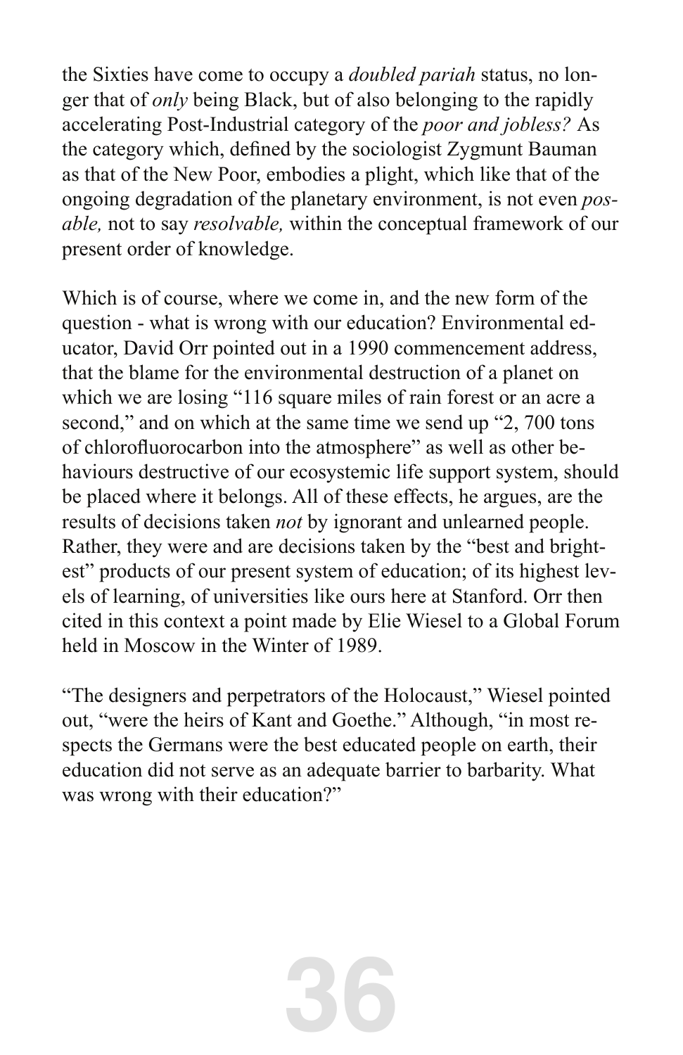the Sixties have come to occupy a *doubled pariah* status, no longer that of *only* being Black, but of also belonging to the rapidly accelerating Post-Industrial category of the *poor and jobless?* As the category which, defined by the sociologist Zygmunt Bauman as that of the New Poor, embodies a plight, which like that of the ongoing degradation of the planetary environment, is not even *posable,* not to say *resolvable,* within the conceptual framework of our present order of knowledge.

Which is of course, where we come in, and the new form of the question - what is wrong with our education? Environmental educator, David Orr pointed out in a 1990 commencement address, that the blame for the environmental destruction of a planet on which we are losing "116 square miles of rain forest or an acre a second," and on which at the same time we send up "2, 700 tons of chlorofluorocarbon into the atmosphere" as well as other behaviours destructive of our ecosystemic life support system, should be placed where it belongs. All of these effects, he argues, are the results of decisions taken *not* by ignorant and unlearned people. Rather, they were and are decisions taken by the "best and brightest" products of our present system of education; of its highest levels of learning, of universities like ours here at Stanford. Orr then cited in this context a point made by Elie Wiesel to a Global Forum held in Moscow in the Winter of 1989.

"The designers and perpetrators of the Holocaust," Wiesel pointed out, "were the heirs of Kant and Goethe." Although, "in most respects the Germans were the best educated people on earth, their education did not serve as an adequate barrier to barbarity. What was wrong with their education?"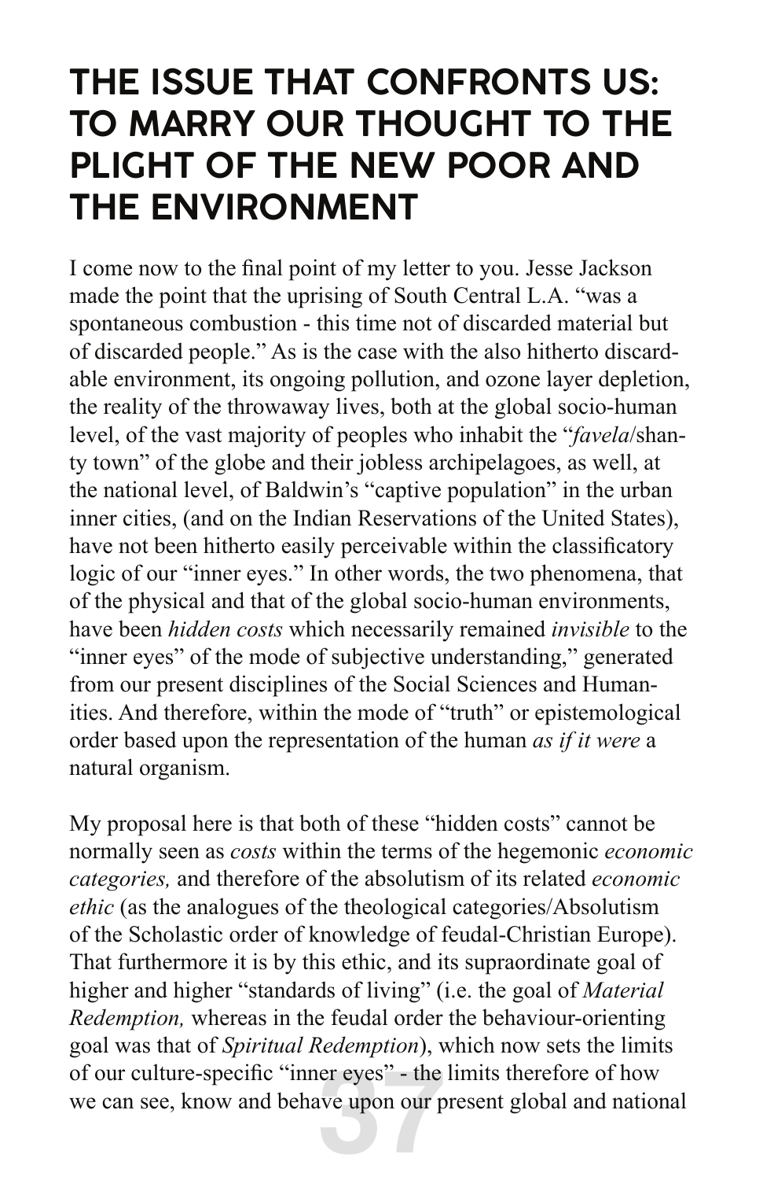# THE ISSUE THAT CONFRONTS US: TO MARRY OUR THOUGHT TO THE PLIGHT OF THE NEW POOR AND THE ENVIRONMENT

I come now to the final point of my letter to you. Jesse Jackson made the point that the uprising of South Central L.A. "was a spontaneous combustion - this time not of discarded material but of discarded people." As is the case with the also hitherto discardable environment, its ongoing pollution, and ozone layer depletion, the reality of the throwaway lives, both at the global socio-human level, of the vast majority of peoples who inhabit the "*favela*/shanty town" of the globe and their jobless archipelagoes, as well, at the national level, of Baldwin's "captive population" in the urban inner cities, (and on the Indian Reservations of the United States), have not been hitherto easily perceivable within the classificatory logic of our "inner eyes." In other words, the two phenomena, that of the physical and that of the global socio-human environments, have been *hidden costs* which necessarily remained *invisible* to the "inner eyes" of the mode of subjective understanding," generated from our present disciplines of the Social Sciences and Humanities. And therefore, within the mode of "truth" or epistemological order based upon the representation of the human *as if it were* a natural organism.

My proposal here is that both of these "hidden costs" cannot be normally seen as *costs* within the terms of the hegemonic *economic categories,* and therefore of the absolutism of its related *economic ethic* (as the analogues of the theological categories/Absolutism of the Scholastic order of knowledge of feudal-Christian Europe). That furthermore it is by this ethic, and its supraordinate goal of higher and higher "standards of living" (i.e. the goal of *Material Redemption,* whereas in the feudal order the behaviour-orienting goal was that of *Spiritual Redemption*), which now sets the limits of our culture-specific "inner eyes" - the limits therefore of how we can see, know and behave upon our present global and national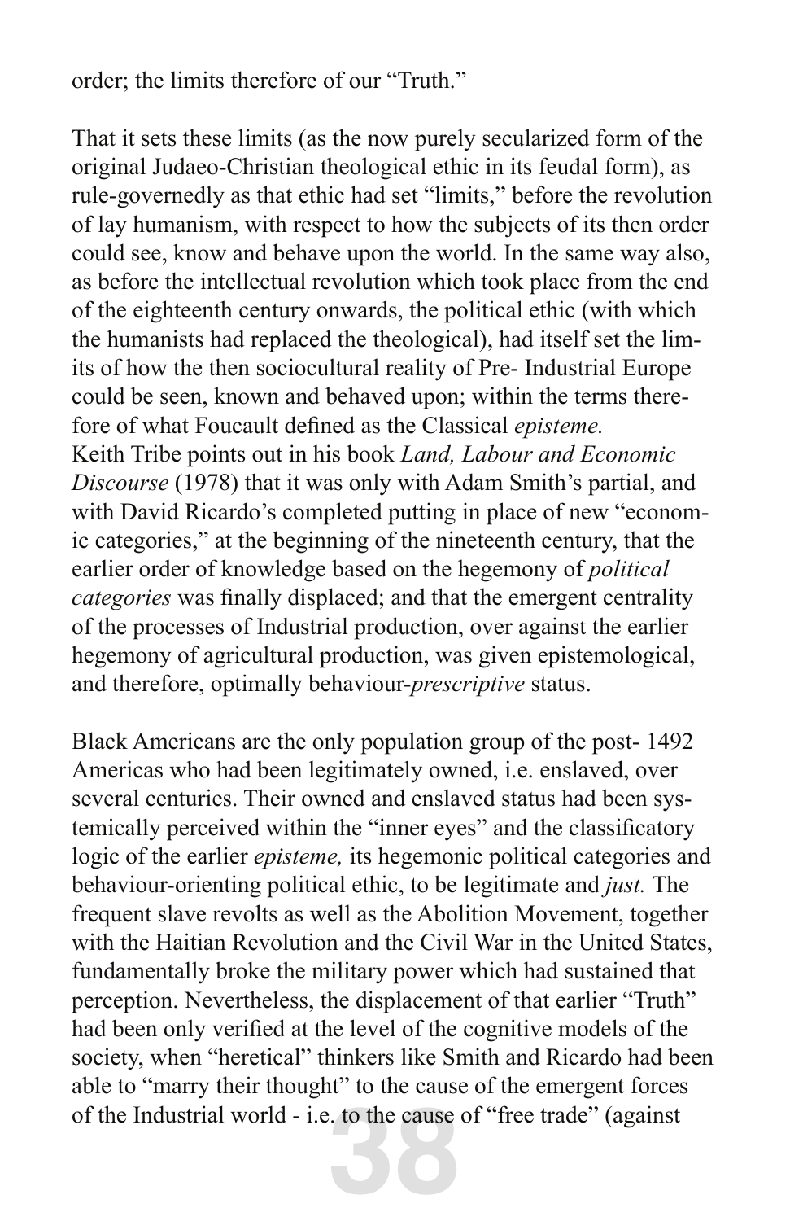order; the limits therefore of our "Truth."

That it sets these limits (as the now purely secularized form of the original Judaeo-Christian theological ethic in its feudal form), as rule-governedly as that ethic had set "limits," before the revolution of lay humanism, with respect to how the subjects of its then order could see, know and behave upon the world. In the same way also, as before the intellectual revolution which took place from the end of the eighteenth century onwards, the political ethic (with which the humanists had replaced the theological), had itself set the limits of how the then sociocultural reality of Pre- Industrial Europe could be seen, known and behaved upon; within the terms therefore of what Foucault defined as the Classical *episteme.*
Keith Tribe points out in his book *Land, Labour and Economic Discourse* (1978) that it was only with Adam Smith's partial, and with David Ricardo's completed putting in place of new "economic categories," at the beginning of the nineteenth century, that the earlier order of knowledge based on the hegemony of *political categories* was finally displaced; and that the emergent centrality of the processes of Industrial production, over against the earlier hegemony of agricultural production, was given epistemological, and therefore, optimally behaviour-*prescriptive* status.

Black Americans are the only population group of the post- 1492 Americas who had been legitimately owned, i.e. enslaved, over several centuries. Their owned and enslaved status had been systemically perceived within the "inner eyes" and the classificatory logic of the earlier *episteme,* its hegemonic political categories and behaviour-orienting political ethic, to be legitimate and *just.* The frequent slave revolts as well as the Abolition Movement, together with the Haitian Revolution and the Civil War in the United States, fundamentally broke the military power which had sustained that perception. Nevertheless, the displacement of that earlier "Truth" had been only verified at the level of the cognitive models of the society, when "heretical" thinkers like Smith and Ricardo had been able to "marry their thought" to the cause of the emergent forces of the Industrial world - i.e. to the cause of "free trade" (against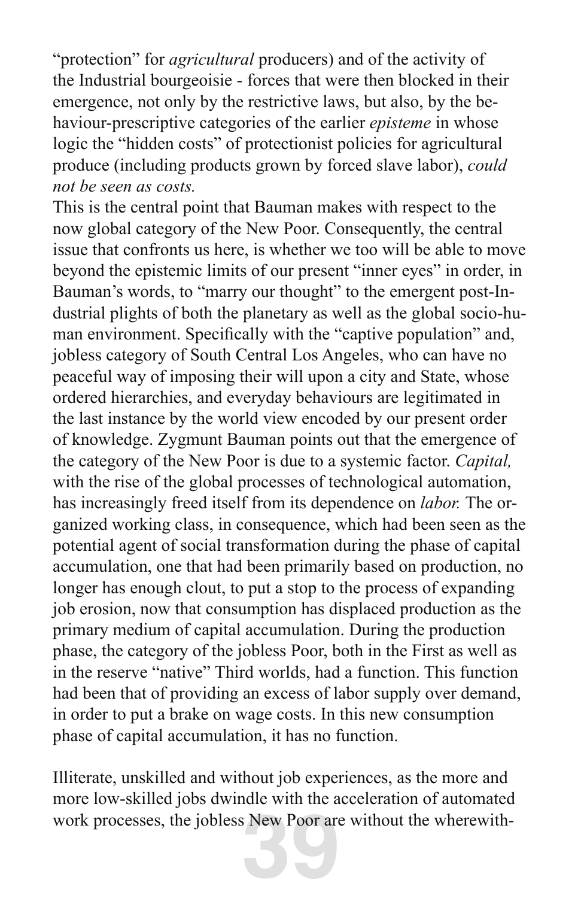"protection" for *agricultural* producers) and of the activity of the Industrial bourgeoisie - forces that were then blocked in their emergence, not only by the restrictive laws, but also, by the behaviour-prescriptive categories of the earlier *episteme* in whose logic the "hidden costs" of protectionist policies for agricultural produce (including products grown by forced slave labor), *could not be seen as costs.*
This is the central point that Bauman makes with respect to the now global category of the New Poor. Consequently, the central issue that confronts us here, is whether we too will be able to move beyond the epistemic limits of our present "inner eyes" in order, in Bauman's words, to "marry our thought" to the emergent post-Industrial plights of both the planetary as well as the global socio-human environment. Specifically with the "captive population" and, jobless category of South Central Los Angeles, who can have no peaceful way of imposing their will upon a city and State, whose ordered hierarchies, and everyday behaviours are legitimated in the last instance by the world view encoded by our present order of knowledge. Zygmunt Bauman points out that the emergence of the category of the New Poor is due to a systemic factor. *Capital,* with the rise of the global processes of technological automation, has increasingly freed itself from its dependence on *labor.* The organized working class, in consequence, which had been seen as the potential agent of social transformation during the phase of capital accumulation, one that had been primarily based on production, no longer has enough clout, to put a stop to the process of expanding job erosion, now that consumption has displaced production as the primary medium of capital accumulation. During the production phase, the category of the jobless Poor, both in the First as well as in the reserve "native" Third worlds, had a function. This function had been that of providing an excess of labor supply over demand, in order to put a brake on wage costs. In this new consumption phase of capital accumulation, it has no function.

Illiterate, unskilled and without job experiences, as the more and more low-skilled jobs dwindle with the acceleration of automated work processes, the jobless New Poor are without the wherewith-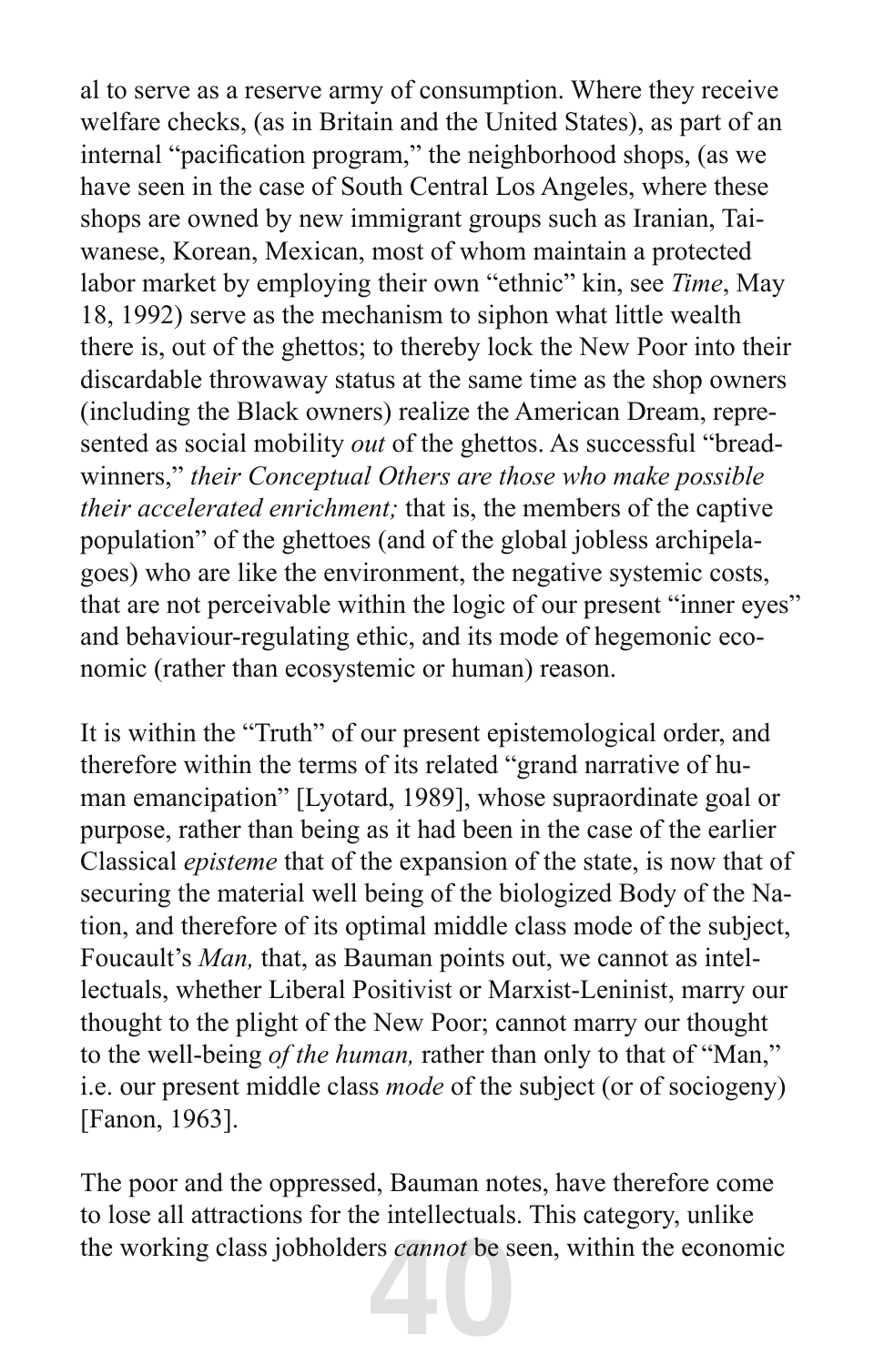al to serve as a reserve army of consumption. Where they receive welfare checks, (as in Britain and the United States), as part of an internal "pacification program," the neighborhood shops, (as we have seen in the case of South Central Los Angeles, where these shops are owned by new immigrant groups such as Iranian, Taiwanese, Korean, Mexican, most of whom maintain a protected labor market by employing their own "ethnic" kin, see *Time*, May 18, 1992) serve as the mechanism to siphon what little wealth there is, out of the ghettos; to thereby lock the New Poor into their discardable throwaway status at the same time as the shop owners (including the Black owners) realize the American Dream, represented as social mobility *out* of the ghettos. As successful "breadwinners," *their Conceptual Others are those who make possible their accelerated enrichment;* that is, the members of the captive population" of the ghettoes (and of the global jobless archipelagoes) who are like the environment, the negative systemic costs, that are not perceivable within the logic of our present "inner eyes" and behaviour-regulating ethic, and its mode of hegemonic economic (rather than ecosystemic or human) reason.

It is within the "Truth" of our present epistemological order, and therefore within the terms of its related "grand narrative of human emancipation" [Lyotard, 1989], whose supraordinate goal or purpose, rather than being as it had been in the case of the earlier Classical *episteme* that of the expansion of the state, is now that of securing the material well being of the biologized Body of the Nation, and therefore of its optimal middle class mode of the subject, Foucault's *Man,* that, as Bauman points out, we cannot as intellectuals, whether Liberal Positivist or Marxist-Leninist, marry our thought to the plight of the New Poor; cannot marry our thought to the well-being *of the human,* rather than only to that of "Man," i.e. our present middle class *mode* of the subject (or of sociogeny) [Fanon, 1963].

The poor and the oppressed, Bauman notes, have therefore come to lose all attractions for the intellectuals. This category, unlike the working class jobholders *cannot* be seen, within the economic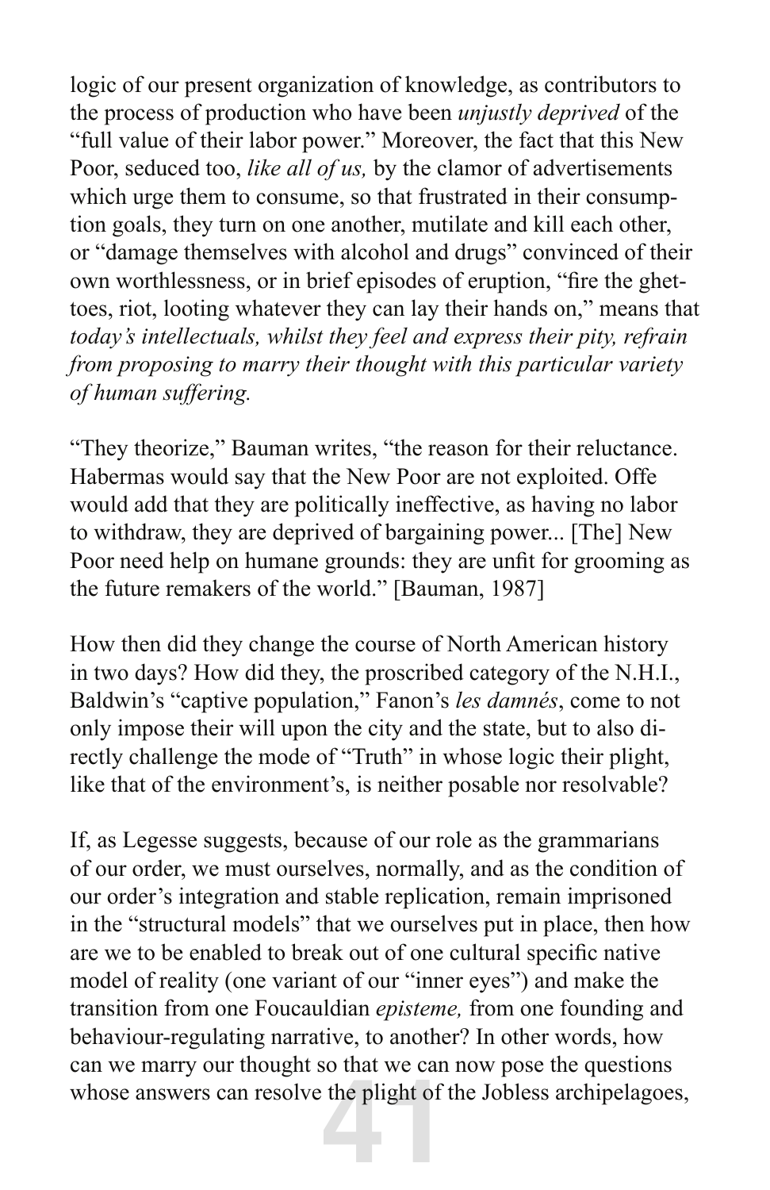logic of our present organization of knowledge, as contributors to the process of production who have been *unjustly deprived* of the "full value of their labor power." Moreover, the fact that this New Poor, seduced too, *like all of us,* by the clamor of advertisements which urge them to consume, so that frustrated in their consumption goals, they turn on one another, mutilate and kill each other, or "damage themselves with alcohol and drugs" convinced of their own worthlessness, or in brief episodes of eruption, "fire the ghettoes, riot, looting whatever they can lay their hands on," means that *today's intellectuals, whilst they feel and express their pity, refrain from proposing to marry their thought with this particular variety of human suffering.*

"They theorize," Bauman writes, "the reason for their reluctance. Habermas would say that the New Poor are not exploited. Offe would add that they are politically ineffective, as having no labor to withdraw, they are deprived of bargaining power... [The] New Poor need help on humane grounds: they are unfit for grooming as the future remakers of the world." [Bauman, 1987]

How then did they change the course of North American history in two days? How did they, the proscribed category of the N.H.I., Baldwin's "captive population," Fanon's *les damnés*, come to not only impose their will upon the city and the state, but to also directly challenge the mode of "Truth" in whose logic their plight, like that of the environment's, is neither posable nor resolvable?

If, as Legesse suggests, because of our role as the grammarians of our order, we must ourselves, normally, and as the condition of our order's integration and stable replication, remain imprisoned in the "structural models" that we ourselves put in place, then how are we to be enabled to break out of one cultural specific native model of reality (one variant of our "inner eyes") and make the transition from one Foucauldian *episteme,* from one founding and behaviour-regulating narrative, to another? In other words, how can we marry our thought so that we can now pose the questions whose answers can resolve the plight of the Jobless archipelagoes,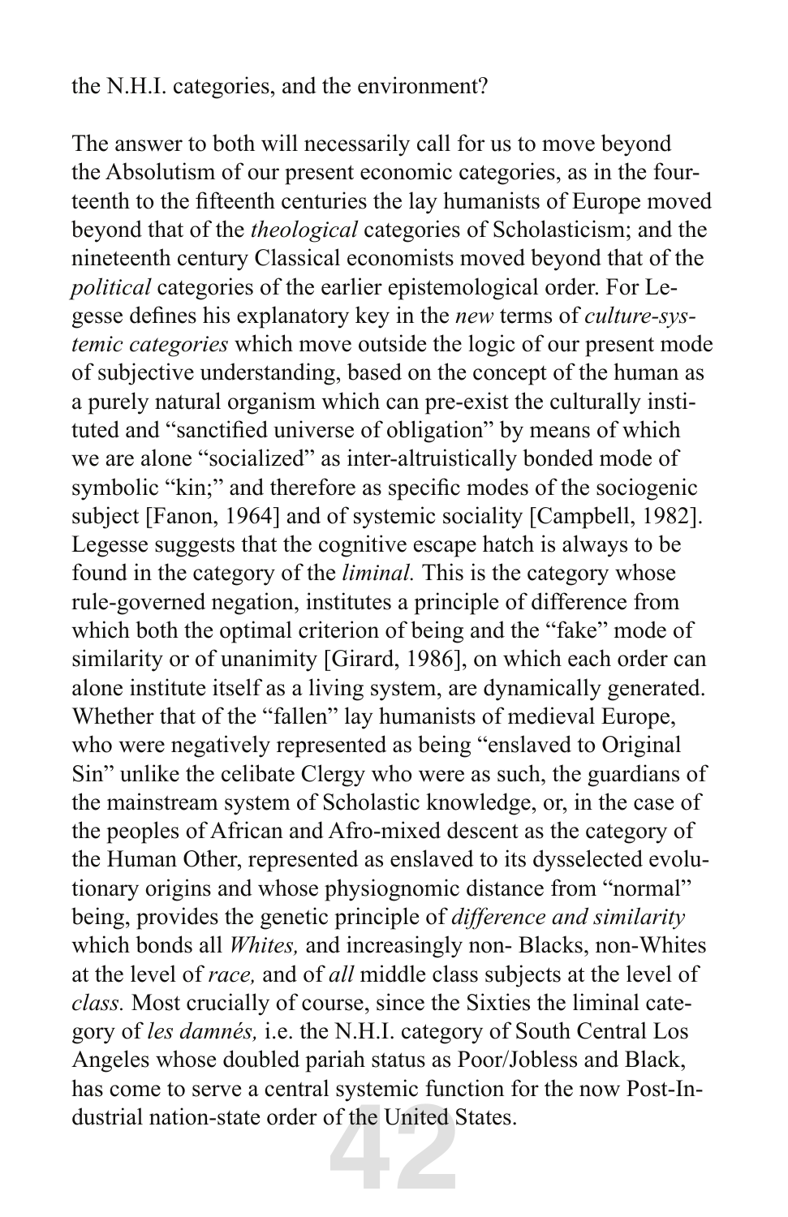the N.H.I. categories, and the environment?

The answer to both will necessarily call for us to move beyond the Absolutism of our present economic categories, as in the fourteenth to the fifteenth centuries the lay humanists of Europe moved beyond that of the *theological* categories of Scholasticism; and the nineteenth century Classical economists moved beyond that of the *political* categories of the earlier epistemological order. For Legesse defines his explanatory key in the *new* terms of *culture-systemic categories* which move outside the logic of our present mode of subjective understanding, based on the concept of the human as a purely natural organism which can pre-exist the culturally instituted and "sanctified universe of obligation" by means of which we are alone "socialized" as inter-altruistically bonded mode of symbolic "kin;" and therefore as specific modes of the sociogenic subject [Fanon, 1964] and of systemic sociality [Campbell, 1982]. Legesse suggests that the cognitive escape hatch is always to be found in the category of the *liminal.* This is the category whose rule-governed negation, institutes a principle of difference from which both the optimal criterion of being and the "fake" mode of similarity or of unanimity [Girard, 1986], on which each order can alone institute itself as a living system, are dynamically generated. Whether that of the "fallen" lay humanists of medieval Europe, who were negatively represented as being "enslaved to Original Sin" unlike the celibate Clergy who were as such, the guardians of the mainstream system of Scholastic knowledge, or, in the case of the peoples of African and Afro-mixed descent as the category of the Human Other, represented as enslaved to its dysselected evolutionary origins and whose physiognomic distance from "normal" being, provides the genetic principle of *difference and similarity* which bonds all *Whites,* and increasingly non- Blacks, non-Whites at the level of *race,* and of *all* middle class subjects at the level of *class.* Most crucially of course, since the Sixties the liminal category of *les damnés,* i.e. the N.H.I. category of South Central Los Angeles whose doubled pariah status as Poor/Jobless and Black, has come to serve a central systemic function for the now Post-Industrial nation-state order of the United States.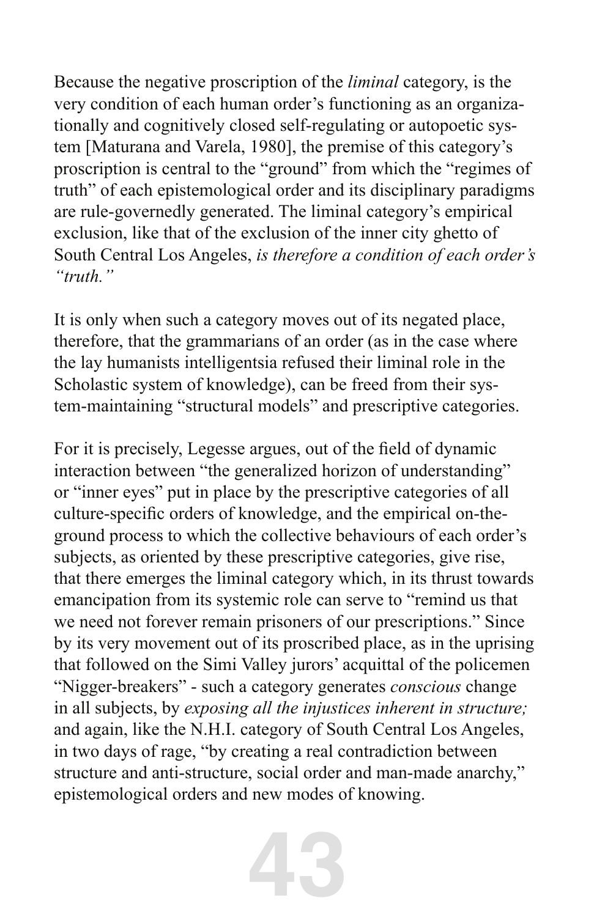Because the negative proscription of the *liminal* category, is the very condition of each human order's functioning as an organizationally and cognitively closed self-regulating or autopoetic system [Maturana and Varela, 1980], the premise of this category's proscription is central to the "ground" from which the "regimes of truth" of each epistemological order and its disciplinary paradigms are rule-governedly generated. The liminal category's empirical exclusion, like that of the exclusion of the inner city ghetto of South Central Los Angeles, *is therefore a condition of each order's "truth."*

It is only when such a category moves out of its negated place, therefore, that the grammarians of an order (as in the case where the lay humanists intelligentsia refused their liminal role in the Scholastic system of knowledge), can be freed from their system-maintaining "structural models" and prescriptive categories.

For it is precisely, Legesse argues, out of the field of dynamic interaction between "the generalized horizon of understanding" or "inner eyes" put in place by the prescriptive categories of all culture-specific orders of knowledge, and the empirical on-the-ground process to which the collective behaviours of each order's subjects, as oriented by these prescriptive categories, give rise, that there emerges the liminal category which, in its thrust towards emancipation from its systemic role can serve to "remind us that we need not forever remain prisoners of our prescriptions." Since by its very movement out of its proscribed place, as in the uprising that followed on the Simi Valley jurors' acquittal of the policemen "Nigger-breakers" - such a category generates *conscious* change in all subjects, by *exposing all the injustices inherent in structure;* and again, like the N.H.I. category of South Central Los Angeles, in two days of rage, "by creating a real contradiction between structure and anti-structure, social order and man-made anarchy," epistemological orders and new modes of knowing.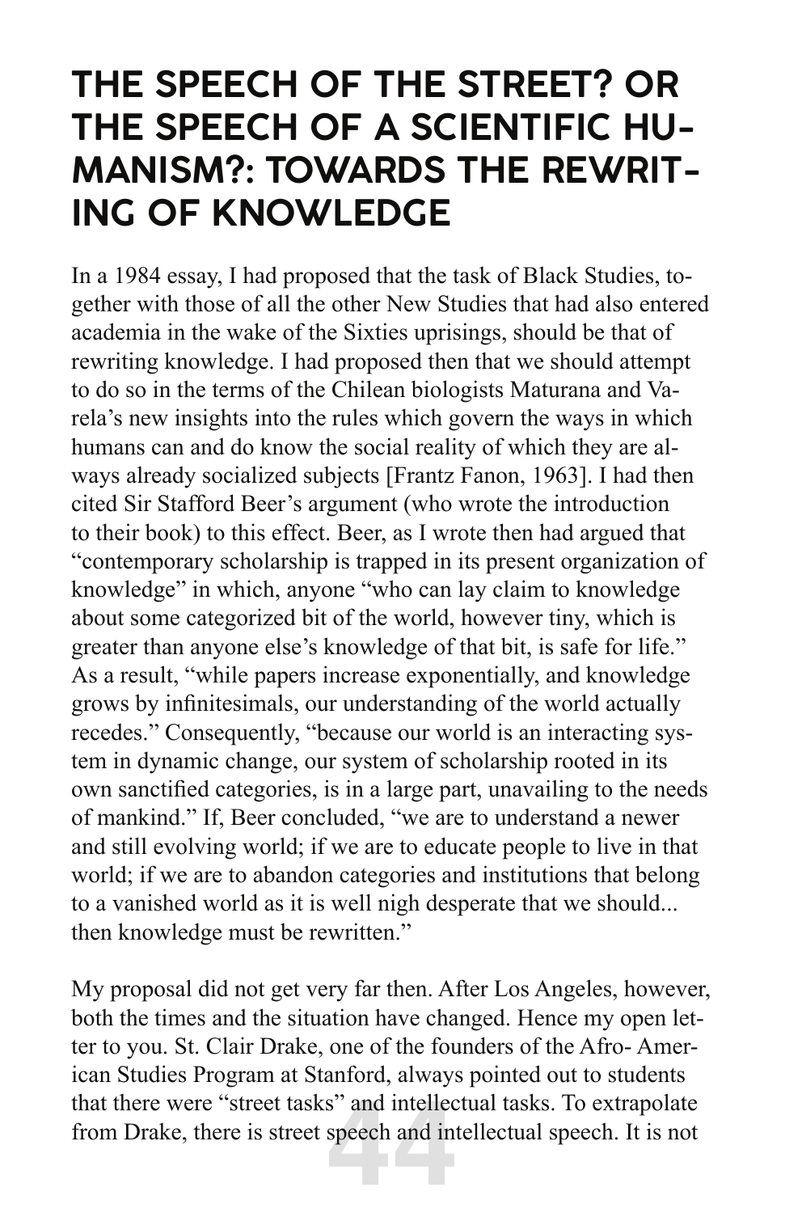# THE SPEECH OF THE STREET? OR THE SPEECH OF A SCIENTIFIC HUMANISM?: TOWARDS THE REWRITING OF KNOWLEDGE

In a 1984 essay, I had proposed that the task of Black Studies, together with those of all the other New Studies that had also entered academia in the wake of the Sixties uprisings, should be that of rewriting knowledge. I had proposed then that we should attempt to do so in the terms of the Chilean biologists Maturana and Varela's new insights into the rules which govern the ways in which humans can and do know the social reality of which they are always already socialized subjects [Frantz Fanon, 1963]. I had then cited Sir Stafford Beer's argument (who wrote the introduction to their book) to this effect. Beer, as I wrote then had argued that "contemporary scholarship is trapped in its present organization of knowledge" in which, anyone "who can lay claim to knowledge about some categorized bit of the world, however tiny, which is greater than anyone else's knowledge of that bit, is safe for life." As a result, "while papers increase exponentially, and knowledge grows by infinitesimals, our understanding of the world actually recedes." Consequently, "because our world is an interacting system in dynamic change, our system of scholarship rooted in its own sanctified categories, is in a large part, unavailing to the needs of mankind." If, Beer concluded, "we are to understand a newer and still evolving world; if we are to educate people to live in that world; if we are to abandon categories and institutions that belong to a vanished world as it is well nigh desperate that we should... then knowledge must be rewritten."

My proposal did not get very far then. After Los Angeles, however, both the times and the situation have changed. Hence my open letter to you. St. Clair Drake, one of the founders of the Afro- American Studies Program at Stanford, always pointed out to students that there were "street tasks" and intellectual tasks. To extrapolate from Drake, there is street speech and intellectual speech. It is not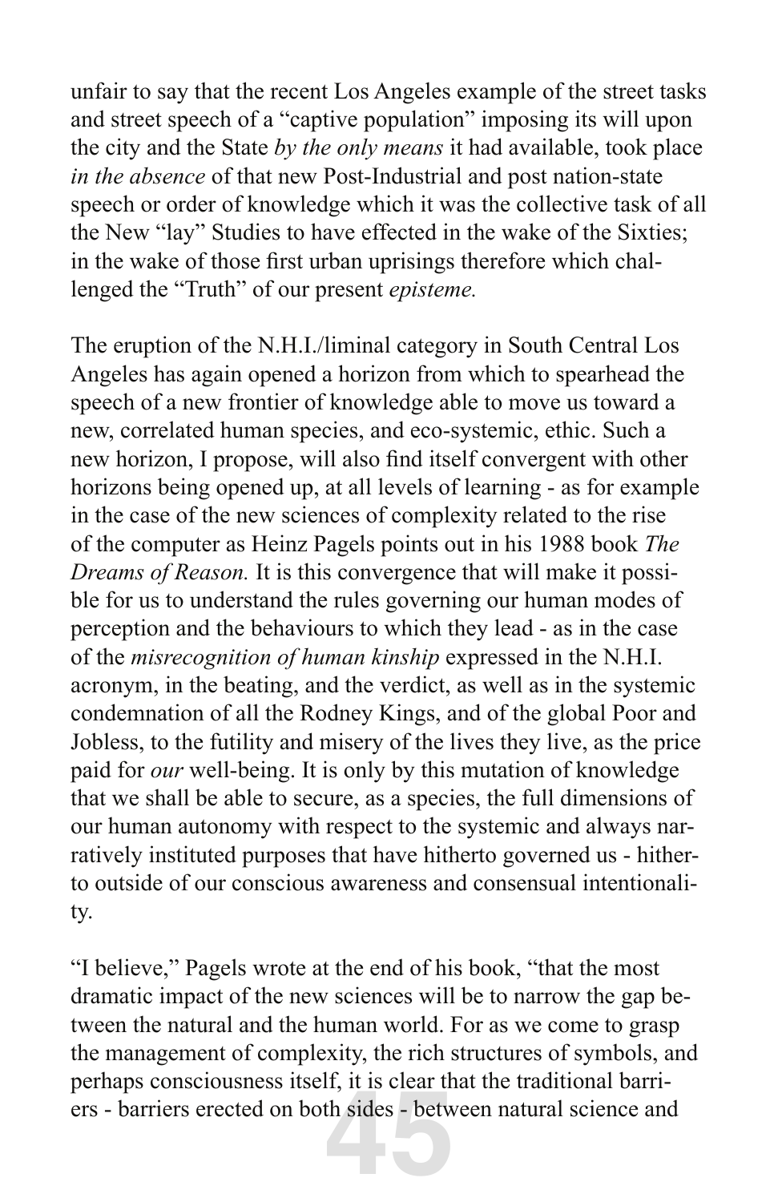unfair to say that the recent Los Angeles example of the street tasks and street speech of a "captive population" imposing its will upon the city and the State *by the only means* it had available, took place *in the absence* of that new Post-Industrial and post nation-state speech or order of knowledge which it was the collective task of all the New "lay" Studies to have effected in the wake of the Sixties; in the wake of those first urban uprisings therefore which challenged the "Truth" of our present *episteme.*

The eruption of the N.H.I./liminal category in South Central Los Angeles has again opened a horizon from which to spearhead the speech of a new frontier of knowledge able to move us toward a new, correlated human species, and eco-systemic, ethic. Such a new horizon, I propose, will also find itself convergent with other horizons being opened up, at all levels of learning - as for example in the case of the new sciences of complexity related to the rise of the computer as Heinz Pagels points out in his 1988 book *The Dreams of Reason.* It is this convergence that will make it possible for us to understand the rules governing our human modes of perception and the behaviours to which they lead - as in the case of the *misrecognition of human kinship* expressed in the N.H.I. acronym, in the beating, and the verdict, as well as in the systemic condemnation of all the Rodney Kings, and of the global Poor and Jobless, to the futility and misery of the lives they live, as the price paid for *our* well-being. It is only by this mutation of knowledge that we shall be able to secure, as a species, the full dimensions of our human autonomy with respect to the systemic and always narratively instituted purposes that have hitherto governed us - hitherto outside of our conscious awareness and consensual intentionality.

"I believe," Pagels wrote at the end of his book, "that the most dramatic impact of the new sciences will be to narrow the gap between the natural and the human world. For as we come to grasp the management of complexity, the rich structures of symbols, and perhaps consciousness itself, it is clear that the traditional barriers - barriers erected on both sides - between natural science and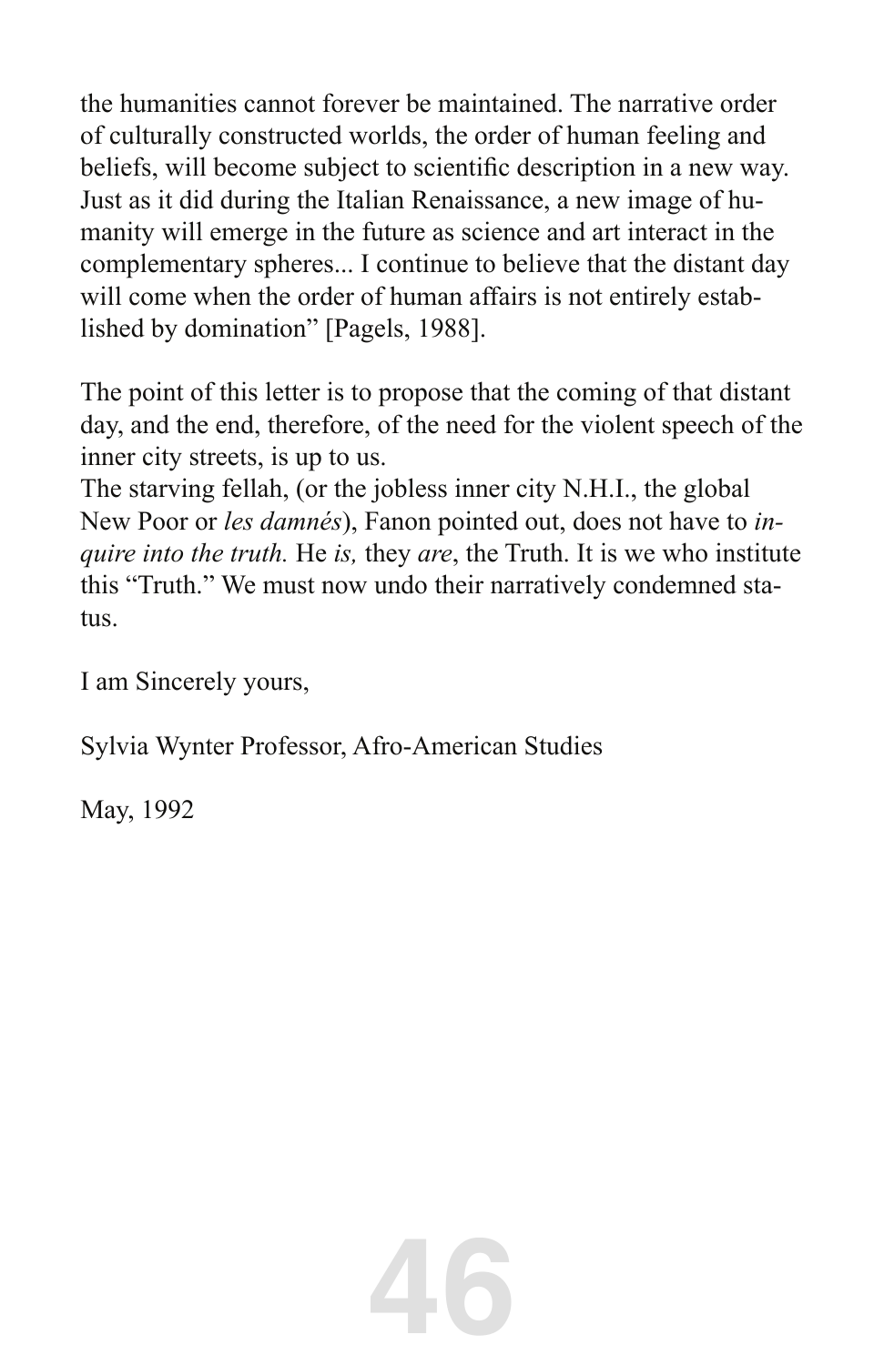the humanities cannot forever be maintained. The narrative order of culturally constructed worlds, the order of human feeling and beliefs, will become subject to scientific description in a new way. Just as it did during the Italian Renaissance, a new image of humanity will emerge in the future as science and art interact in the complementary spheres... I continue to believe that the distant day will come when the order of human affairs is not entirely established by domination" [Pagels, 1988].

The point of this letter is to propose that the coming of that distant day, and the end, therefore, of the need for the violent speech of the inner city streets, is up to us.
The starving fellah, (or the jobless inner city N.H.I., the global New Poor or *les damnés*), Fanon pointed out, does not have to *inquire into the truth.* He *is,* they *are*, the Truth. It is we who institute this "Truth." We must now undo their narratively condemned status.

I am Sincerely yours,

Sylvia Wynter Professor, Afro-American Studies

May, 1992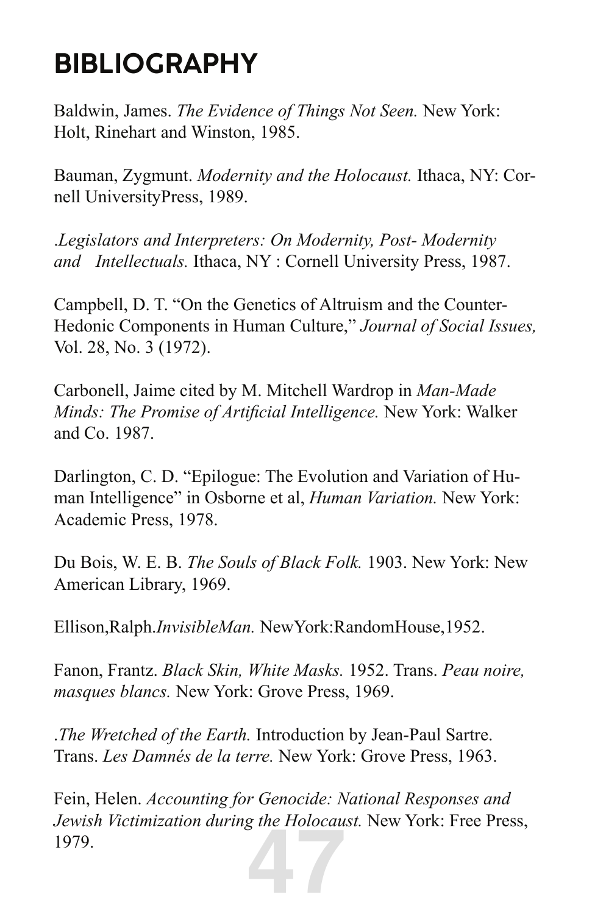# BIBLIOGRAPHY

Baldwin, James. *The Evidence of Things Not Seen.* New York: Holt, Rinehart and Winston, 1985.

Bauman, Zygmunt. *Modernity and the Holocaust.* Ithaca, NY: Cornell UniversityPress, 1989.

*.Legislators and Interpreters: On Modernity, Post- Modernity and Intellectuals.* Ithaca, NY : Cornell University Press, 1987.

Campbell, D. T. "On the Genetics of Altruism and the Counter-Hedonic Components in Human Culture," *Journal of Social Issues,* Vol. 28, No. 3 (1972).

Carbonell, Jaime cited by M. Mitchell Wardrop in *Man-Made Minds: The Promise of Artificial Intelligence.* New York: Walker and Co. 1987.

Darlington, C. D. "Epilogue: The Evolution and Variation of Human Intelligence" in Osborne et al, *Human Variation.* New York: Academic Press, 1978.

Du Bois, W. E. B. *The Souls of Black Folk.* 1903. New York: New American Library, 1969.

Ellison,Ralph.*InvisibleMan.* NewYork:RandomHouse,1952.

Fanon, Frantz. *Black Skin, White Masks.* 1952. Trans. *Peau noire, masques blancs.* New York: Grove Press, 1969.

*.The Wretched of the Earth.* Introduction by Jean-Paul Sartre. Trans. *Les Damnés de la terre.* New York: Grove Press, 1963.

Fein, Helen. *Accounting for Genocide: National Responses and Jewish Victimization during the Holocaust.* New York: Free Press, 1979.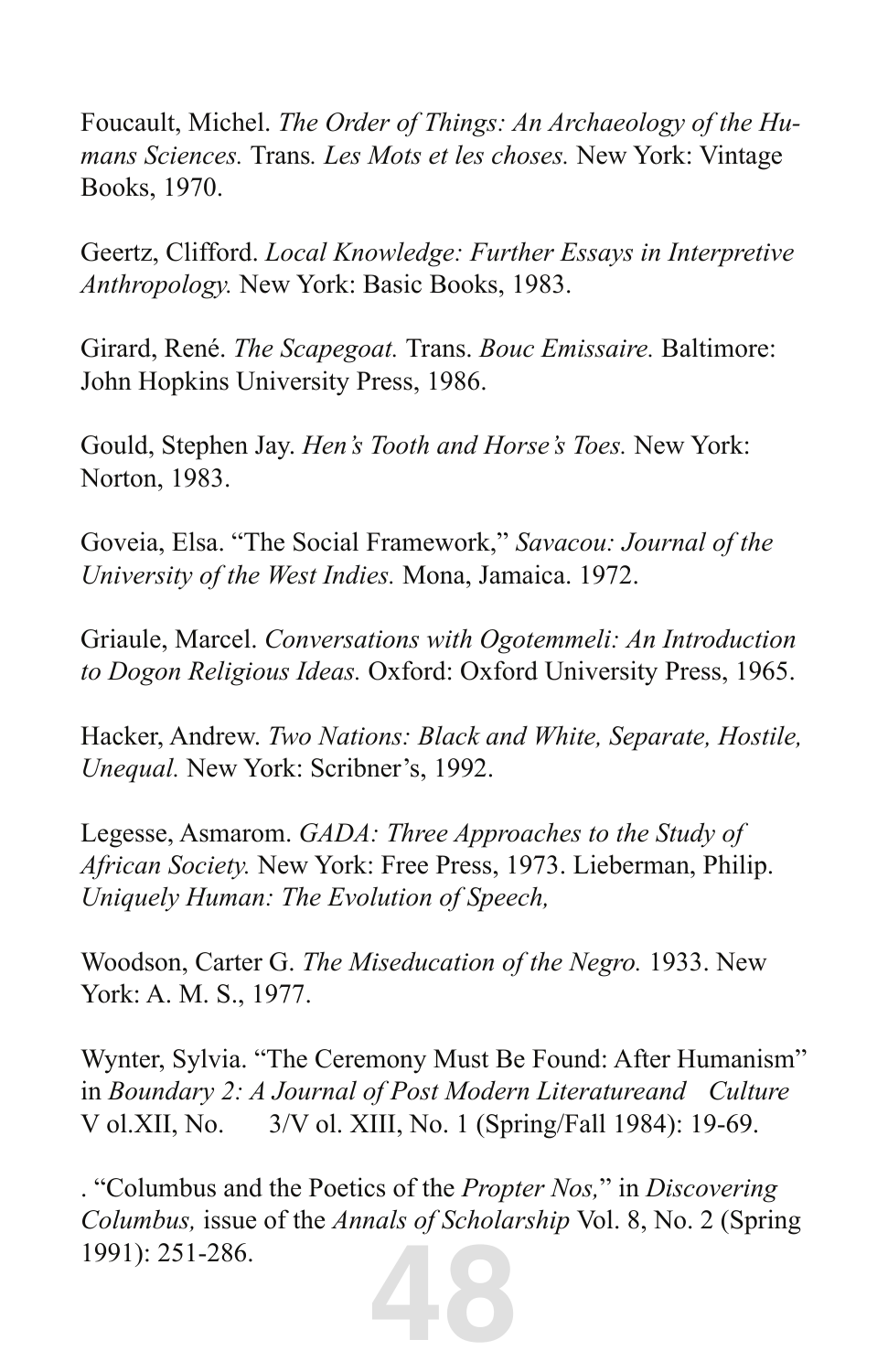Foucault, Michel. *The Order of Things: An Archaeology of the Humans Sciences.* Trans. *Les Mots et les choses.* New York: Vintage Books, 1970.

Geertz, Clifford. *Local Knowledge: Further Essays in Interpretive Anthropology.* New York: Basic Books, 1983.

Girard, René. *The Scapegoat.* Trans. *Bouc Emissaire.* Baltimore: John Hopkins University Press, 1986.

Gould, Stephen Jay. *Hen's Tooth and Horse's Toes.* New York: Norton, 1983.

Goveia, Elsa. "The Social Framework," *Savacou: Journal of the University of the West Indies.* Mona, Jamaica. 1972.

Griaule, Marcel. *Conversations with Ogotemmeli: An Introduction to Dogon Religious Ideas.* Oxford: Oxford University Press, 1965.

Hacker, Andrew. *Two Nations: Black and White, Separate, Hostile, Unequal.* New York: Scribner's, 1992.

Legesse, Asmarom. *GADA: Three Approaches to the Study of African Society.* New York: Free Press, 1973. Lieberman, Philip. *Uniquely Human: The Evolution of Speech,*

Woodson, Carter G. *The Miseducation of the Negro.* 1933. New York: A. M. S., 1977.

Wynter, Sylvia. "The Ceremony Must Be Found: After Humanism" in *Boundary 2: A Journal of Post Modern Literatureand Culture* V ol.XII, No. 3/V ol. XIII, No. 1 (Spring/Fall 1984): 19-69.

. "Columbus and the Poetics of the *Propter Nos,*" in *Discovering Columbus,* issue of the *Annals of Scholarship* Vol. 8, No. 2 (Spring 1991): 251-286.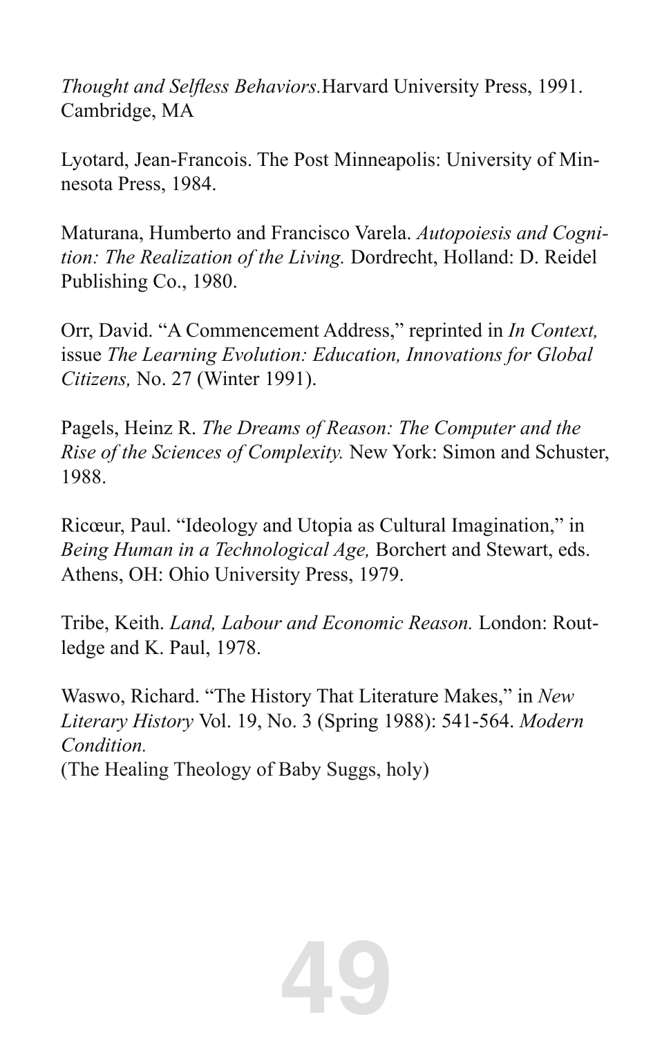*Thought and Selfless Behaviors.*Harvard University Press, 1991. Cambridge, MA

Lyotard, Jean-Francois. The Post Minneapolis: University of Minnesota Press, 1984.

Maturana, Humberto and Francisco Varela. *Autopoiesis and Cognition: The Realization of the Living.* Dordrecht, Holland: D. Reidel Publishing Co., 1980.

Orr, David. "A Commencement Address," reprinted in *In Context,* issue *The Learning Evolution: Education, Innovations for Global Citizens,* No. 27 (Winter 1991).

Pagels, Heinz R. *The Dreams of Reason: The Computer and the Rise of the Sciences of Complexity.* New York: Simon and Schuster, 1988.

Ricœur, Paul. "Ideology and Utopia as Cultural Imagination," in *Being Human in a Technological Age,* Borchert and Stewart, eds. Athens, OH: Ohio University Press, 1979.

Tribe, Keith. *Land, Labour and Economic Reason.* London: Routledge and K. Paul, 1978.

Waswo, Richard. "The History That Literature Makes," in *New Literary History* Vol. 19, No. 3 (Spring 1988): 541-564. *Modern Condition.*
(The Healing Theology of Baby Suggs, holy)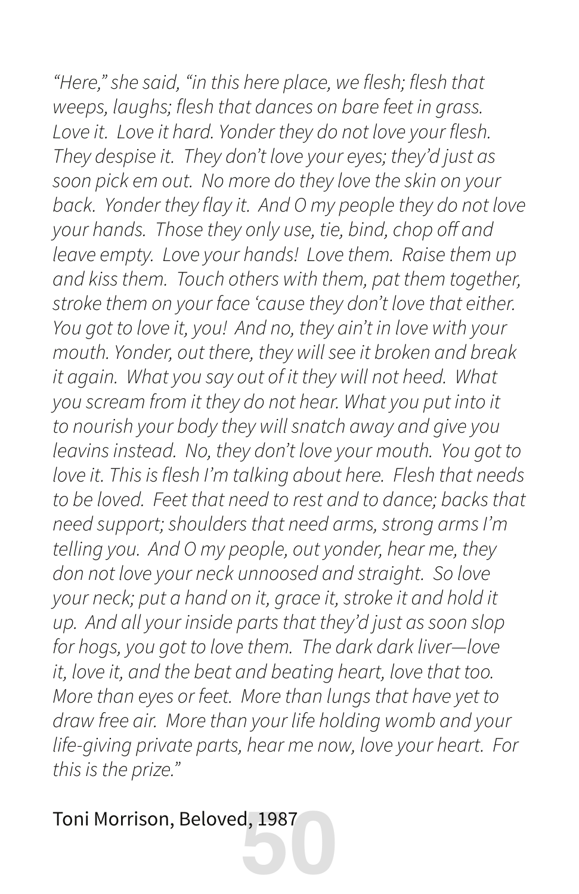*"Here," she said, "in this here place, we flesh; flesh that weeps, laughs; flesh that dances on bare feet in grass. Love it. Love it hard. Yonder they do not love your flesh. They despise it. They don't love your eyes; they'd just as soon pick em out. No more do they love the skin on your back. Yonder they flay it. And O my people they do not love your hands. Those they only use, tie, bind, chop off and leave empty. Love your hands! Love them. Raise them up and kiss them. Touch others with them, pat them together, stroke them on your face 'cause they don't love that either. You got to love it, you! And no, they ain't in love with your mouth. Yonder, out there, they will see it broken and break it again. What you say out of it they will not heed. What you scream from it they do not hear. What you put into it to nourish your body they will snatch away and give you leavins instead. No, they don't love your mouth. You got to love it. This is flesh I'm talking about here. Flesh that needs to be loved. Feet that need to rest and to dance; backs that need support; shoulders that need arms, strong arms I'm telling you. And O my people, out yonder, hear me, they don not love your neck unnoosed and straight. So love your neck; put a hand on it, grace it, stroke it and hold it up. And all your inside parts that they'd just as soon slop for hogs, you got to love them. The dark dark liver—love it, love it, and the beat and beating heart, love that too. More than eyes or feet. More than lungs that have yet to draw free air. More than your life holding womb and your life-giving private parts, hear me now, love your heart. For this is the prize."*

Toni Morrison, Beloved, 1987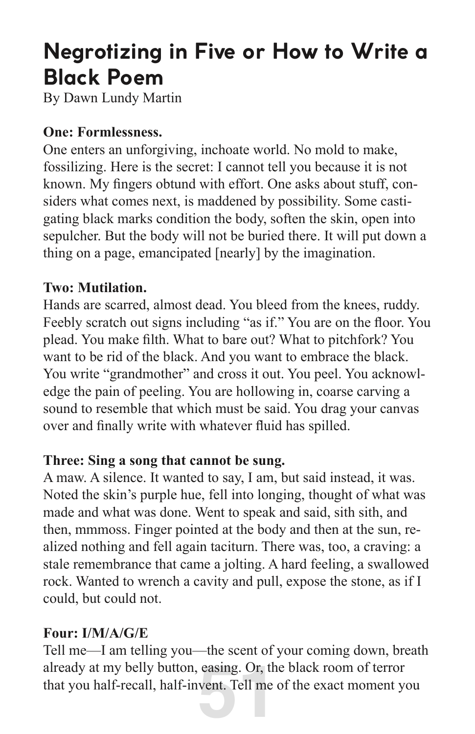# Negrotizing in Five or How to Write a Black Poem

By Dawn Lundy Martin

**One: Formlessness.**

One enters an unforgiving, inchoate world. No mold to make, fossilizing. Here is the secret: I cannot tell you because it is not known. My fingers obtund with effort. One asks about stuff, considers what comes next, is maddened by possibility. Some castigating black marks condition the body, soften the skin, open into sepulcher. But the body will not be buried there. It will put down a thing on a page, emancipated [nearly] by the imagination.

**Two: Mutilation.**

Hands are scarred, almost dead. You bleed from the knees, ruddy. Feebly scratch out signs including "as if." You are on the floor. You plead. You make filth. What to bare out? What to pitchfork? You want to be rid of the black. And you want to embrace the black. You write "grandmother" and cross it out. You peel. You acknowledge the pain of peeling. You are hollowing in, coarse carving a sound to resemble that which must be said. You drag your canvas over and finally write with whatever fluid has spilled.

**Three: Sing a song that cannot be sung.**

A maw. A silence. It wanted to say, I am, but said instead, it was. Noted the skin's purple hue, fell into longing, thought of what was made and what was done. Went to speak and said, sith sith, and then, mmmoss. Finger pointed at the body and then at the sun, realized nothing and fell again taciturn. There was, too, a craving: a stale remembrance that came a jolting. A hard feeling, a swallowed rock. Wanted to wrench a cavity and pull, expose the stone, as if I could, but could not.

**Four: I/M/A/G/E**

Tell me—I am telling you—the scent of your coming down, breath already at my belly button, easing. Or, the black room of terror that you half-recall, half-invent. Tell me of the exact moment you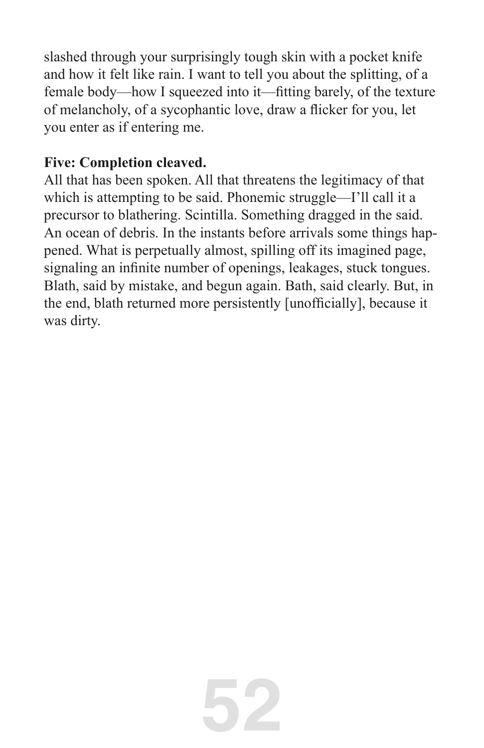slashed through your surprisingly tough skin with a pocket knife and how it felt like rain. I want to tell you about the splitting, of a female body—how I squeezed into it—fitting barely, of the texture of melancholy, of a sycophantic love, draw a flicker for you, let you enter as if entering me.

**Five: Completion cleaved.**

All that has been spoken. All that threatens the legitimacy of that which is attempting to be said. Phonemic struggle—I'll call it a precursor to blathering. Scintilla. Something dragged in the said. An ocean of debris. In the instants before arrivals some things happened. What is perpetually almost, spilling off its imagined page, signaling an infinite number of openings, leakages, stuck tongues. Blath, said by mistake, and begun again. Bath, said clearly. But, in the end, blath returned more persistently [unofficially], because it was dirty.